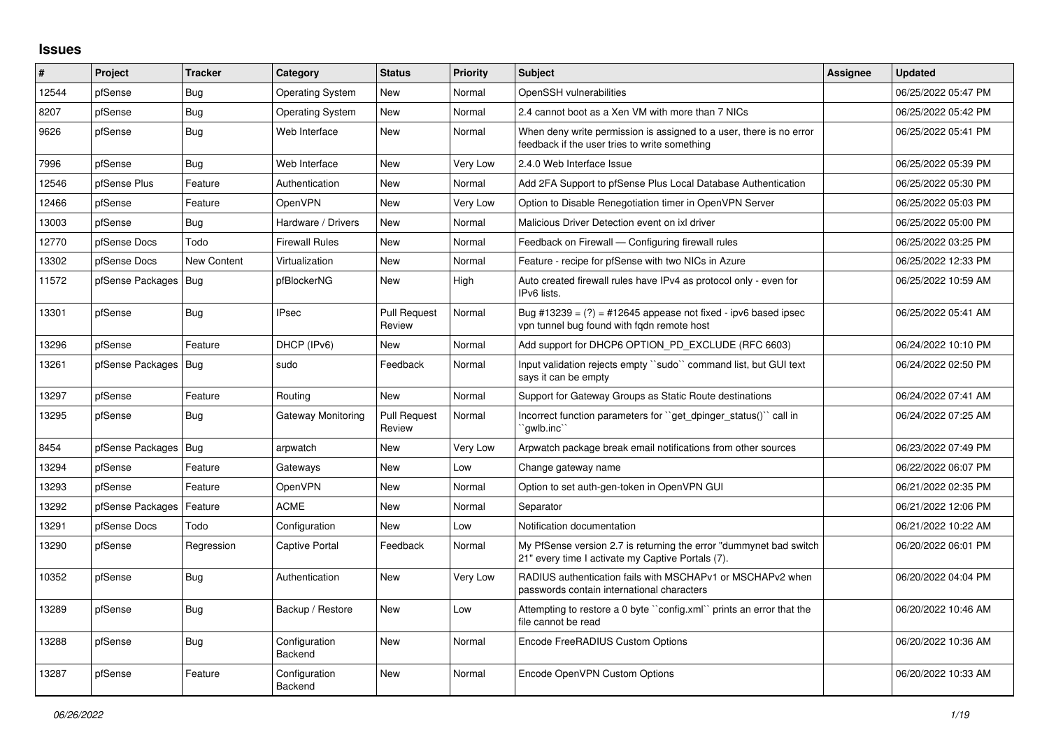## Issues

| # | Project | Tracker | Category | Status | Priority | Subject | Assignee | Updated |
|---|---|---|---|---|---|---|---|---|
| 12544 | pfSense | Bug | Operating System | New | Normal | OpenSSH vulnerabilities | | 06/25/2022 05:47 PM |
| 8207 | pfSense | Bug | Operating System | New | Normal | 2.4 cannot boot as a Xen VM with more than 7 NICs | | 06/25/2022 05:42 PM |
| 9626 | pfSense | Bug | Web Interface | New | Normal | When deny write permission is assigned to a user, there is no error feedback if the user tries to write something | | 06/25/2022 05:41 PM |
| 7996 | pfSense | Bug | Web Interface | New | Very Low | 2.4.0 Web Interface Issue | | 06/25/2022 05:39 PM |
| 12546 | pfSense Plus | Feature | Authentication | New | Normal | Add 2FA Support to pfSense Plus Local Database Authentication | | 06/25/2022 05:30 PM |
| 12466 | pfSense | Feature | OpenVPN | New | Very Low | Option to Disable Renegotiation timer in OpenVPN Server | | 06/25/2022 05:03 PM |
| 13003 | pfSense | Bug | Hardware / Drivers | New | Normal | Malicious Driver Detection event on ixl driver | | 06/25/2022 05:00 PM |
| 12770 | pfSense Docs | Todo | Firewall Rules | New | Normal | Feedback on Firewall — Configuring firewall rules | | 06/25/2022 03:25 PM |
| 13302 | pfSense Docs | New Content | Virtualization | New | Normal | Feature - recipe for pfSense with two NICs in Azure | | 06/25/2022 12:33 PM |
| 11572 | pfSense Packages | Bug | pfBlockerNG | New | High | Auto created firewall rules have IPv4 as protocol only - even for IPv6 lists. | | 06/25/2022 10:59 AM |
| 13301 | pfSense | Bug | IPsec | Pull Request Review | Normal | Bug #13239 = (?) = #12645 appease not fixed - ipv6 based ipsec vpn tunnel bug found with fqdn remote host | | 06/25/2022 05:41 AM |
| 13296 | pfSense | Feature | DHCP (IPv6) | New | Normal | Add support for DHCP6 OPTION_PD_EXCLUDE (RFC 6603) | | 06/24/2022 10:10 PM |
| 13261 | pfSense Packages | Bug | sudo | Feedback | Normal | Input validation rejects empty ``sudo`` command list, but GUI text says it can be empty | | 06/24/2022 02:50 PM |
| 13297 | pfSense | Feature | Routing | New | Normal | Support for Gateway Groups as Static Route destinations | | 06/24/2022 07:41 AM |
| 13295 | pfSense | Bug | Gateway Monitoring | Pull Request Review | Normal | Incorrect function parameters for ``get_dpinger_status()`` call in ``gwlb.inc`` | | 06/24/2022 07:25 AM |
| 8454 | pfSense Packages | Bug | arpwatch | New | Very Low | Arpwatch package break email notifications from other sources | | 06/23/2022 07:49 PM |
| 13294 | pfSense | Feature | Gateways | New | Low | Change gateway name | | 06/22/2022 06:07 PM |
| 13293 | pfSense | Feature | OpenVPN | New | Normal | Option to set auth-gen-token in OpenVPN GUI | | 06/21/2022 02:35 PM |
| 13292 | pfSense Packages | Feature | ACME | New | Normal | Separator | | 06/21/2022 12:06 PM |
| 13291 | pfSense Docs | Todo | Configuration | New | Low | Notification documentation | | 06/21/2022 10:22 AM |
| 13290 | pfSense | Regression | Captive Portal | Feedback | Normal | My PfSense version 2.7 is returning the error "dummynet bad switch 21" every time I activate my Captive Portals (7). | | 06/20/2022 06:01 PM |
| 10352 | pfSense | Bug | Authentication | New | Very Low | RADIUS authentication fails with MSCHAPv1 or MSCHAPv2 when passwords contain international characters | | 06/20/2022 04:04 PM |
| 13289 | pfSense | Bug | Backup / Restore | New | Low | Attempting to restore a 0 byte ``config.xml`` prints an error that the file cannot be read | | 06/20/2022 10:46 AM |
| 13288 | pfSense | Bug | Configuration Backend | New | Normal | Encode FreeRADIUS Custom Options | | 06/20/2022 10:36 AM |
| 13287 | pfSense | Feature | Configuration Backend | New | Normal | Encode OpenVPN Custom Options | | 06/20/2022 10:33 AM |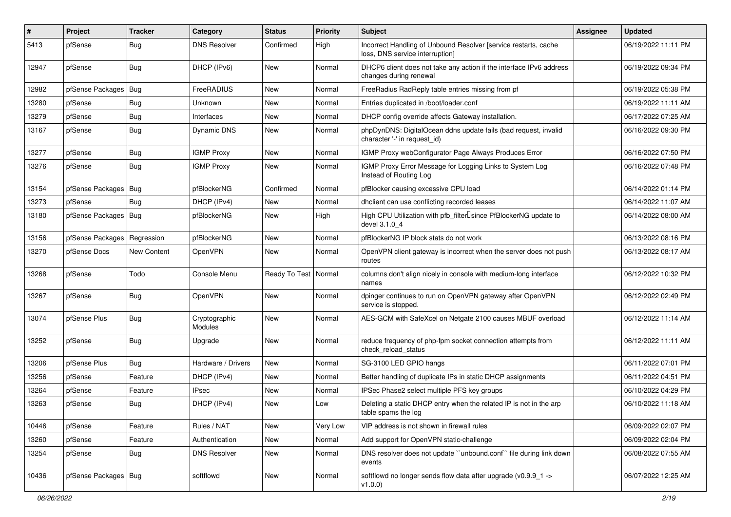| # | Project | Tracker | Category | Status | Priority | Subject | Assignee | Updated |
|---|---|---|---|---|---|---|---|---|
| 5413 | pfSense | Bug | DNS Resolver | Confirmed | High | Incorrect Handling of Unbound Resolver [service restarts, cache loss, DNS service interruption] | | 06/19/2022 11:11 PM |
| 12947 | pfSense | Bug | DHCP (IPv6) | New | Normal | DHCP6 client does not take any action if the interface IPv6 address changes during renewal | | 06/19/2022 09:34 PM |
| 12982 | pfSense Packages | Bug | FreeRADIUS | New | Normal | FreeRadius RadReply table entries missing from pf | | 06/19/2022 05:38 PM |
| 13280 | pfSense | Bug | Unknown | New | Normal | Entries duplicated in /boot/loader.conf | | 06/19/2022 11:11 AM |
| 13279 | pfSense | Bug | Interfaces | New | Normal | DHCP config override affects Gateway installation. | | 06/17/2022 07:25 AM |
| 13167 | pfSense | Bug | Dynamic DNS | New | Normal | phpDynDNS: DigitalOcean ddns update fails (bad request, invalid character '-' in request_id) | | 06/16/2022 09:30 PM |
| 13277 | pfSense | Bug | IGMP Proxy | New | Normal | IGMP Proxy webConfigurator Page Always Produces Error | | 06/16/2022 07:50 PM |
| 13276 | pfSense | Bug | IGMP Proxy | New | Normal | IGMP Proxy Error Message for Logging Links to System Log Instead of Routing Log | | 06/16/2022 07:48 PM |
| 13154 | pfSense Packages | Bug | pfBlockerNG | Confirmed | Normal | pfBlocker causing excessive CPU load | | 06/14/2022 01:14 PM |
| 13273 | pfSense | Bug | DHCP (IPv4) | New | Normal | dhclient can use conflicting recorded leases | | 06/14/2022 11:07 AM |
| 13180 | pfSense Packages | Bug | pfBlockerNG | New | High | High CPU Utilization with pfb_filter since PfBlockerNG update to devel 3.1.0_4 | | 06/14/2022 08:00 AM |
| 13156 | pfSense Packages | Regression | pfBlockerNG | New | Normal | pfBlockerNG IP block stats do not work | | 06/13/2022 08:16 PM |
| 13270 | pfSense Docs | New Content | OpenVPN | New | Normal | OpenVPN client gateway is incorrect when the server does not push routes | | 06/13/2022 08:17 AM |
| 13268 | pfSense | Todo | Console Menu | Ready To Test | Normal | columns don't align nicely in console with medium-long interface names | | 06/12/2022 10:32 PM |
| 13267 | pfSense | Bug | OpenVPN | New | Normal | dpinger continues to run on OpenVPN gateway after OpenVPN service is stopped. | | 06/12/2022 02:49 PM |
| 13074 | pfSense Plus | Bug | Cryptographic Modules | New | Normal | AES-GCM with SafeXcel on Netgate 2100 causes MBUF overload | | 06/12/2022 11:14 AM |
| 13252 | pfSense | Bug | Upgrade | New | Normal | reduce frequency of php-fpm socket connection attempts from check_reload_status | | 06/12/2022 11:11 AM |
| 13206 | pfSense Plus | Bug | Hardware / Drivers | New | Normal | SG-3100 LED GPIO hangs | | 06/11/2022 07:01 PM |
| 13256 | pfSense | Feature | DHCP (IPv4) | New | Normal | Better handling of duplicate IPs in static DHCP assignments | | 06/11/2022 04:51 PM |
| 13264 | pfSense | Feature | IPsec | New | Normal | IPSec Phase2 select multiple PFS key groups | | 06/10/2022 04:29 PM |
| 13263 | pfSense | Bug | DHCP (IPv4) | New | Low | Deleting a static DHCP entry when the related IP is not in the arp table spams the log | | 06/10/2022 11:18 AM |
| 10446 | pfSense | Feature | Rules / NAT | New | Very Low | VIP address is not shown in firewall rules | | 06/09/2022 02:07 PM |
| 13260 | pfSense | Feature | Authentication | New | Normal | Add support for OpenVPN static-challenge | | 06/09/2022 02:04 PM |
| 13254 | pfSense | Bug | DNS Resolver | New | Normal | DNS resolver does not update ``unbound.conf`` file during link down events | | 06/08/2022 07:55 AM |
| 10436 | pfSense Packages | Bug | softflowd | New | Normal | softflowd no longer sends flow data after upgrade (v0.9.9_1 -> v1.0.0) | | 06/07/2022 12:25 AM |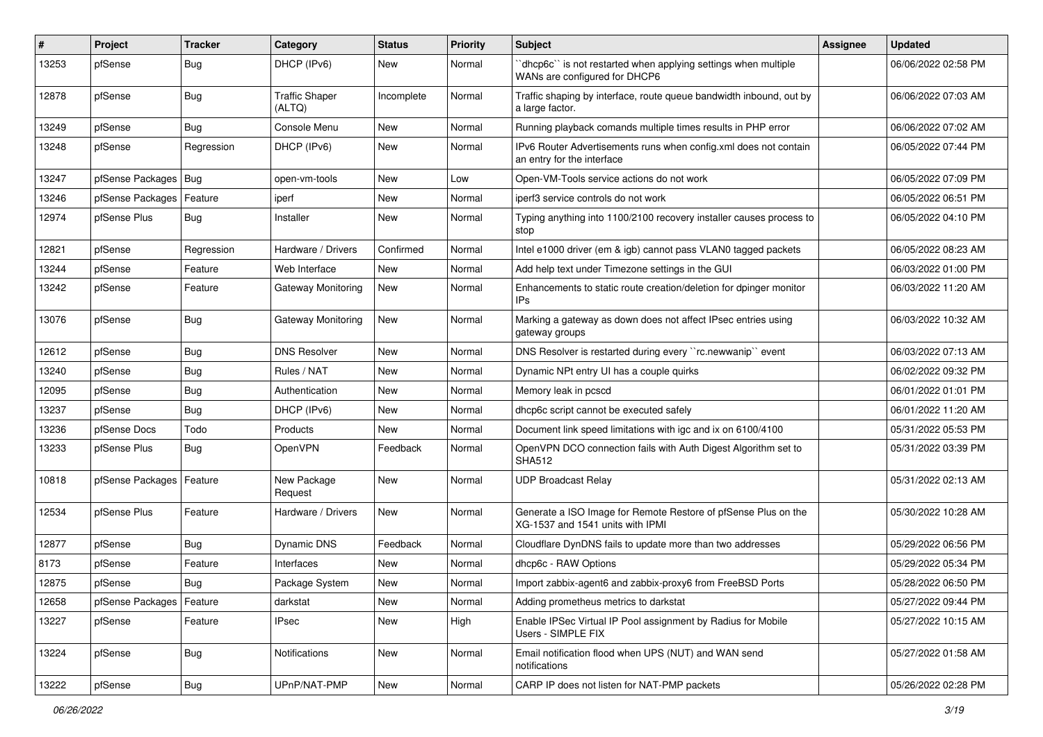| # | Project | Tracker | Category | Status | Priority | Subject | Assignee | Updated |
|---|---|---|---|---|---|---|---|---|
| 13253 | pfSense | Bug | DHCP (IPv6) | New | Normal | ``dhcp6c`` is not restarted when applying settings when multiple WANs are configured for DHCP6 | | 06/06/2022 02:58 PM |
| 12878 | pfSense | Bug | Traffic Shaper (ALTQ) | Incomplete | Normal | Traffic shaping by interface, route queue bandwidth inbound, out by a large factor. | | 06/06/2022 07:03 AM |
| 13249 | pfSense | Bug | Console Menu | New | Normal | Running playback comands multiple times results in PHP error | | 06/06/2022 07:02 AM |
| 13248 | pfSense | Regression | DHCP (IPv6) | New | Normal | IPv6 Router Advertisements runs when config.xml does not contain an entry for the interface | | 06/05/2022 07:44 PM |
| 13247 | pfSense Packages | Bug | open-vm-tools | New | Low | Open-VM-Tools service actions do not work | | 06/05/2022 07:09 PM |
| 13246 | pfSense Packages | Feature | iperf | New | Normal | iperf3 service controls do not work | | 06/05/2022 06:51 PM |
| 12974 | pfSense Plus | Bug | Installer | New | Normal | Typing anything into 1100/2100 recovery installer causes process to stop | | 06/05/2022 04:10 PM |
| 12821 | pfSense | Regression | Hardware / Drivers | Confirmed | Normal | Intel e1000 driver (em & igb) cannot pass VLAN0 tagged packets | | 06/05/2022 08:23 AM |
| 13244 | pfSense | Feature | Web Interface | New | Normal | Add help text under Timezone settings in the GUI | | 06/03/2022 01:00 PM |
| 13242 | pfSense | Feature | Gateway Monitoring | New | Normal | Enhancements to static route creation/deletion for dpinger monitor IPs | | 06/03/2022 11:20 AM |
| 13076 | pfSense | Bug | Gateway Monitoring | New | Normal | Marking a gateway as down does not affect IPsec entries using gateway groups | | 06/03/2022 10:32 AM |
| 12612 | pfSense | Bug | DNS Resolver | New | Normal | DNS Resolver is restarted during every ``rc.newwanip`` event | | 06/03/2022 07:13 AM |
| 13240 | pfSense | Bug | Rules / NAT | New | Normal | Dynamic NPt entry UI has a couple quirks | | 06/02/2022 09:32 PM |
| 12095 | pfSense | Bug | Authentication | New | Normal | Memory leak in pcscd | | 06/01/2022 01:01 PM |
| 13237 | pfSense | Bug | DHCP (IPv6) | New | Normal | dhcp6c script cannot be executed safely | | 06/01/2022 11:20 AM |
| 13236 | pfSense Docs | Todo | Products | New | Normal | Document link speed limitations with igc and ix on 6100/4100 | | 05/31/2022 05:53 PM |
| 13233 | pfSense Plus | Bug | OpenVPN | Feedback | Normal | OpenVPN DCO connection fails with Auth Digest Algorithm set to SHA512 | | 05/31/2022 03:39 PM |
| 10818 | pfSense Packages | Feature | New Package Request | New | Normal | UDP Broadcast Relay | | 05/31/2022 02:13 AM |
| 12534 | pfSense Plus | Feature | Hardware / Drivers | New | Normal | Generate a ISO Image for Remote Restore of pfSense Plus on the XG-1537 and 1541 units with IPMI | | 05/30/2022 10:28 AM |
| 12877 | pfSense | Bug | Dynamic DNS | Feedback | Normal | Cloudflare DynDNS fails to update more than two addresses | | 05/29/2022 06:56 PM |
| 8173 | pfSense | Feature | Interfaces | New | Normal | dhcp6c - RAW Options | | 05/29/2022 05:34 PM |
| 12875 | pfSense | Bug | Package System | New | Normal | Import zabbix-agent6 and zabbix-proxy6 from FreeBSD Ports | | 05/28/2022 06:50 PM |
| 12658 | pfSense Packages | Feature | darkstat | New | Normal | Adding prometheus metrics to darkstat | | 05/27/2022 09:44 PM |
| 13227 | pfSense | Feature | IPsec | New | High | Enable IPSec Virtual IP Pool assignment by Radius for Mobile Users - SIMPLE FIX | | 05/27/2022 10:15 AM |
| 13224 | pfSense | Bug | Notifications | New | Normal | Email notification flood when UPS (NUT) and WAN send notifications | | 05/27/2022 01:58 AM |
| 13222 | pfSense | Bug | UPnP/NAT-PMP | New | Normal | CARP IP does not listen for NAT-PMP packets | | 05/26/2022 02:28 PM |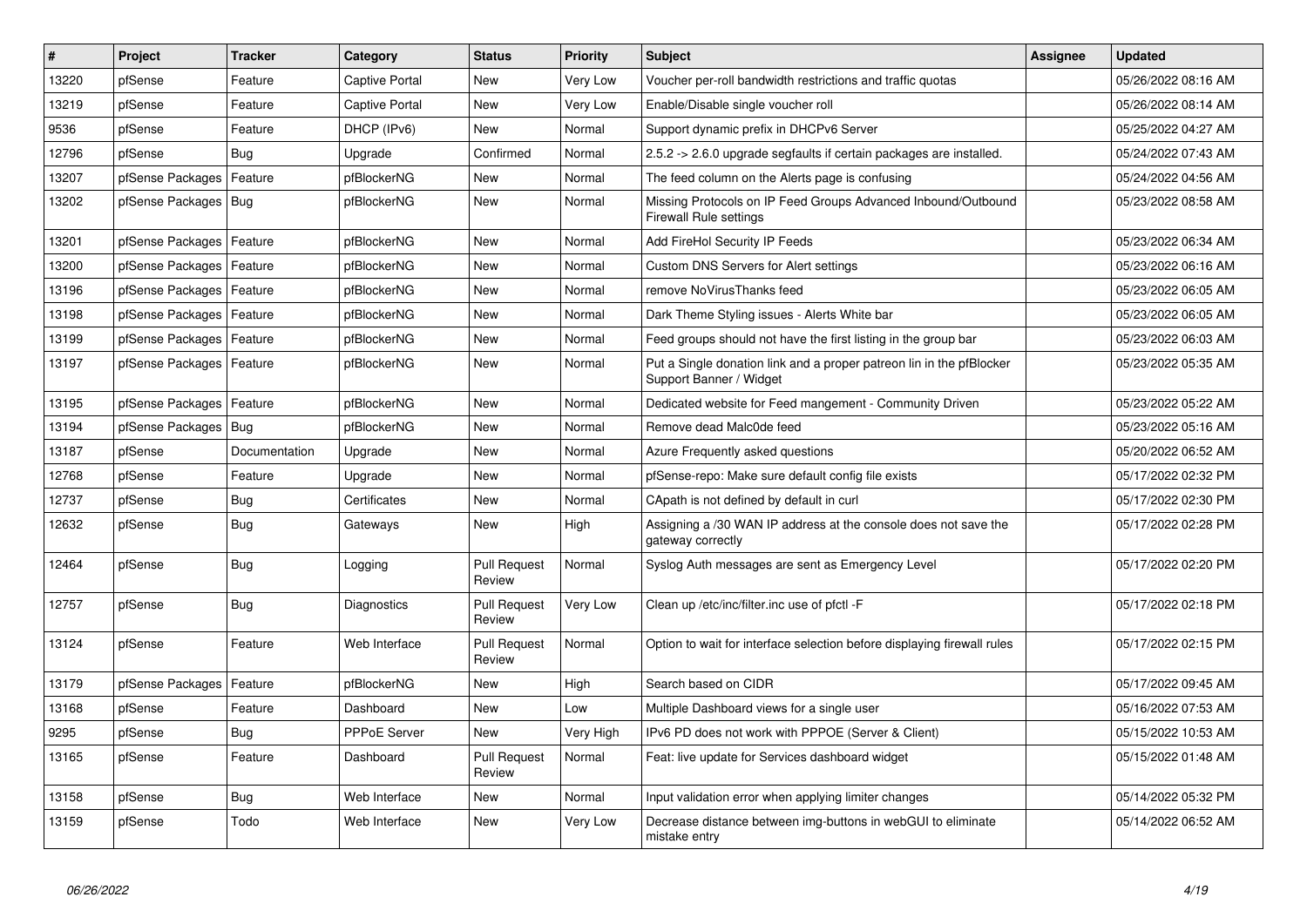| # | Project | Tracker | Category | Status | Priority | Subject | Assignee | Updated |
|---|---|---|---|---|---|---|---|---|
| 13220 | pfSense | Feature | Captive Portal | New | Very Low | Voucher per-roll bandwidth restrictions and traffic quotas | | 05/26/2022 08:16 AM |
| 13219 | pfSense | Feature | Captive Portal | New | Very Low | Enable/Disable single voucher roll | | 05/26/2022 08:14 AM |
| 9536 | pfSense | Feature | DHCP (IPv6) | New | Normal | Support dynamic prefix in DHCPv6 Server | | 05/25/2022 04:27 AM |
| 12796 | pfSense | Bug | Upgrade | Confirmed | Normal | 2.5.2 -> 2.6.0 upgrade segfaults if certain packages are installed. | | 05/24/2022 07:43 AM |
| 13207 | pfSense Packages | Feature | pfBlockerNG | New | Normal | The feed column on the Alerts page is confusing | | 05/24/2022 04:56 AM |
| 13202 | pfSense Packages | Bug | pfBlockerNG | New | Normal | Missing Protocols on IP Feed Groups Advanced Inbound/Outbound Firewall Rule settings | | 05/23/2022 08:58 AM |
| 13201 | pfSense Packages | Feature | pfBlockerNG | New | Normal | Add FireHol Security IP Feeds | | 05/23/2022 06:34 AM |
| 13200 | pfSense Packages | Feature | pfBlockerNG | New | Normal | Custom DNS Servers for Alert settings | | 05/23/2022 06:16 AM |
| 13196 | pfSense Packages | Feature | pfBlockerNG | New | Normal | remove NoVirusThanks feed | | 05/23/2022 06:05 AM |
| 13198 | pfSense Packages | Feature | pfBlockerNG | New | Normal | Dark Theme Styling issues - Alerts White bar | | 05/23/2022 06:05 AM |
| 13199 | pfSense Packages | Feature | pfBlockerNG | New | Normal | Feed groups should not have the first listing in the group bar | | 05/23/2022 06:03 AM |
| 13197 | pfSense Packages | Feature | pfBlockerNG | New | Normal | Put a Single donation link and a proper patreon lin in the pfBlocker Support Banner / Widget | | 05/23/2022 05:35 AM |
| 13195 | pfSense Packages | Feature | pfBlockerNG | New | Normal | Dedicated website for Feed mangement - Community Driven | | 05/23/2022 05:22 AM |
| 13194 | pfSense Packages | Bug | pfBlockerNG | New | Normal | Remove dead Malc0de feed | | 05/23/2022 05:16 AM |
| 13187 | pfSense | Documentation | Upgrade | New | Normal | Azure Frequently asked questions | | 05/20/2022 06:52 AM |
| 12768 | pfSense | Feature | Upgrade | New | Normal | pfSense-repo: Make sure default config file exists | | 05/17/2022 02:32 PM |
| 12737 | pfSense | Bug | Certificates | New | Normal | CApath is not defined by default in curl | | 05/17/2022 02:30 PM |
| 12632 | pfSense | Bug | Gateways | New | High | Assigning a /30 WAN IP address at the console does not save the gateway correctly | | 05/17/2022 02:28 PM |
| 12464 | pfSense | Bug | Logging | Pull Request Review | Normal | Syslog Auth messages are sent as Emergency Level | | 05/17/2022 02:20 PM |
| 12757 | pfSense | Bug | Diagnostics | Pull Request Review | Very Low | Clean up /etc/inc/filter.inc use of pfctl -F | | 05/17/2022 02:18 PM |
| 13124 | pfSense | Feature | Web Interface | Pull Request Review | Normal | Option to wait for interface selection before displaying firewall rules | | 05/17/2022 02:15 PM |
| 13179 | pfSense Packages | Feature | pfBlockerNG | New | High | Search based on CIDR | | 05/17/2022 09:45 AM |
| 13168 | pfSense | Feature | Dashboard | New | Low | Multiple Dashboard views for a single user | | 05/16/2022 07:53 AM |
| 9295 | pfSense | Bug | PPPoE Server | New | Very High | IPv6 PD does not work with PPPOE (Server & Client) | | 05/15/2022 10:53 AM |
| 13165 | pfSense | Feature | Dashboard | Pull Request Review | Normal | Feat: live update for Services dashboard widget | | 05/15/2022 01:48 AM |
| 13158 | pfSense | Bug | Web Interface | New | Normal | Input validation error when applying limiter changes | | 05/14/2022 05:32 PM |
| 13159 | pfSense | Todo | Web Interface | New | Very Low | Decrease distance between img-buttons in webGUI to eliminate mistake entry | | 05/14/2022 06:52 AM |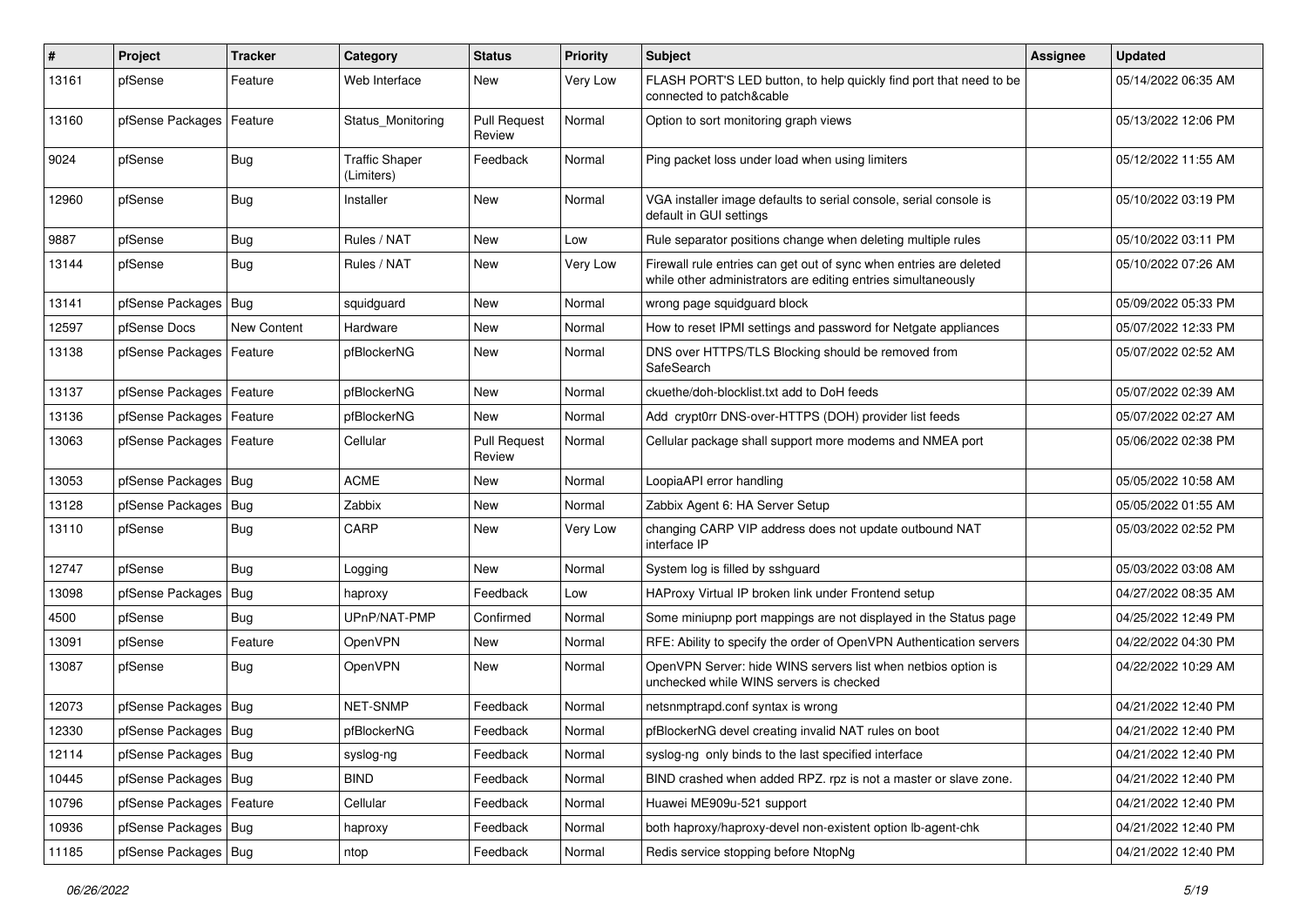| # | Project | Tracker | Category | Status | Priority | Subject | Assignee | Updated |
| --- | --- | --- | --- | --- | --- | --- | --- | --- |
| 13161 | pfSense | Feature | Web Interface | New | Very Low | FLASH PORT'S LED button, to help quickly find port that need to be connected to patch&cable | | 05/14/2022 06:35 AM |
| 13160 | pfSense Packages | Feature | Status_Monitoring | Pull Request Review | Normal | Option to sort monitoring graph views | | 05/13/2022 12:06 PM |
| 9024 | pfSense | Bug | Traffic Shaper (Limiters) | Feedback | Normal | Ping packet loss under load when using limiters | | 05/12/2022 11:55 AM |
| 12960 | pfSense | Bug | Installer | New | Normal | VGA installer image defaults to serial console, serial console is default in GUI settings | | 05/10/2022 03:19 PM |
| 9887 | pfSense | Bug | Rules / NAT | New | Low | Rule separator positions change when deleting multiple rules | | 05/10/2022 03:11 PM |
| 13144 | pfSense | Bug | Rules / NAT | New | Very Low | Firewall rule entries can get out of sync when entries are deleted while other administrators are editing entries simultaneously | | 05/10/2022 07:26 AM |
| 13141 | pfSense Packages | Bug | squidguard | New | Normal | wrong page squidguard block | | 05/09/2022 05:33 PM |
| 12597 | pfSense Docs | New Content | Hardware | New | Normal | How to reset IPMI settings and password for Netgate appliances | | 05/07/2022 12:33 PM |
| 13138 | pfSense Packages | Feature | pfBlockerNG | New | Normal | DNS over HTTPS/TLS Blocking should be removed from SafeSearch | | 05/07/2022 02:52 AM |
| 13137 | pfSense Packages | Feature | pfBlockerNG | New | Normal | ckuethe/doh-blocklist.txt add to DoH feeds | | 05/07/2022 02:39 AM |
| 13136 | pfSense Packages | Feature | pfBlockerNG | New | Normal | Add crypt0rr DNS-over-HTTPS (DOH) provider list feeds | | 05/07/2022 02:27 AM |
| 13063 | pfSense Packages | Feature | Cellular | Pull Request Review | Normal | Cellular package shall support more modems and NMEA port | | 05/06/2022 02:38 PM |
| 13053 | pfSense Packages | Bug | ACME | New | Normal | LoopiaAPI error handling | | 05/05/2022 10:58 AM |
| 13128 | pfSense Packages | Bug | Zabbix | New | Normal | Zabbix Agent 6: HA Server Setup | | 05/05/2022 01:55 AM |
| 13110 | pfSense | Bug | CARP | New | Very Low | changing CARP VIP address does not update outbound NAT interface IP | | 05/03/2022 02:52 PM |
| 12747 | pfSense | Bug | Logging | New | Normal | System log is filled by sshguard | | 05/03/2022 03:08 AM |
| 13098 | pfSense Packages | Bug | haproxy | Feedback | Low | HAProxy Virtual IP broken link under Frontend setup | | 04/27/2022 08:35 AM |
| 4500 | pfSense | Bug | UPnP/NAT-PMP | Confirmed | Normal | Some miniupnp port mappings are not displayed in the Status page | | 04/25/2022 12:49 PM |
| 13091 | pfSense | Feature | OpenVPN | New | Normal | RFE: Ability to specify the order of OpenVPN Authentication servers | | 04/22/2022 04:30 PM |
| 13087 | pfSense | Bug | OpenVPN | New | Normal | OpenVPN Server: hide WINS servers list when netbios option is unchecked while WINS servers is checked | | 04/22/2022 10:29 AM |
| 12073 | pfSense Packages | Bug | NET-SNMP | Feedback | Normal | netsnmptrapd.conf syntax is wrong | | 04/21/2022 12:40 PM |
| 12330 | pfSense Packages | Bug | pfBlockerNG | Feedback | Normal | pfBlockerNG devel creating invalid NAT rules on boot | | 04/21/2022 12:40 PM |
| 12114 | pfSense Packages | Bug | syslog-ng | Feedback | Normal | syslog-ng only binds to the last specified interface | | 04/21/2022 12:40 PM |
| 10445 | pfSense Packages | Bug | BIND | Feedback | Normal | BIND crashed when added RPZ. rpz is not a master or slave zone. | | 04/21/2022 12:40 PM |
| 10796 | pfSense Packages | Feature | Cellular | Feedback | Normal | Huawei ME909u-521 support | | 04/21/2022 12:40 PM |
| 10936 | pfSense Packages | Bug | haproxy | Feedback | Normal | both haproxy/haproxy-devel non-existent option lb-agent-chk | | 04/21/2022 12:40 PM |
| 11185 | pfSense Packages | Bug | ntop | Feedback | Normal | Redis service stopping before NtopNg | | 04/21/2022 12:40 PM |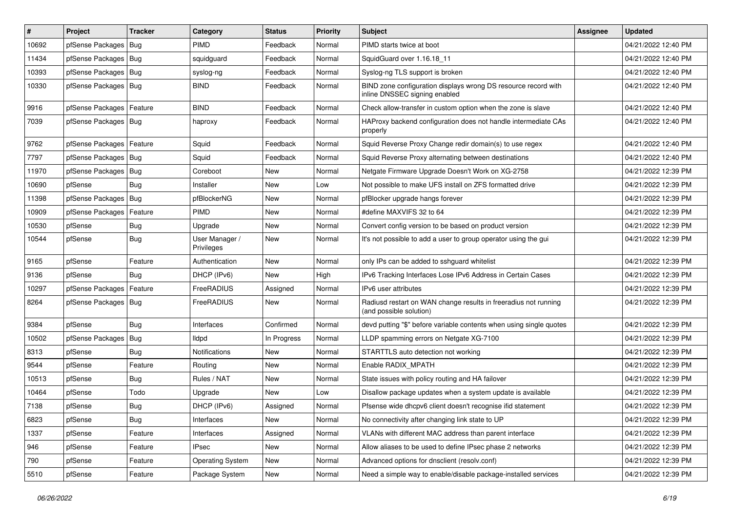| # | Project | Tracker | Category | Status | Priority | Subject | Assignee | Updated |
|---|---|---|---|---|---|---|---|---|
| 10692 | pfSense Packages | Bug | PIMD | Feedback | Normal | PIMD starts twice at boot | | 04/21/2022 12:40 PM |
| 11434 | pfSense Packages | Bug | squidguard | Feedback | Normal | SquidGuard over 1.16.18_11 | | 04/21/2022 12:40 PM |
| 10393 | pfSense Packages | Bug | syslog-ng | Feedback | Normal | Syslog-ng TLS support is broken | | 04/21/2022 12:40 PM |
| 10330 | pfSense Packages | Bug | BIND | Feedback | Normal | BIND zone configuration displays wrong DS resource record with inline DNSSEC signing enabled | | 04/21/2022 12:40 PM |
| 9916 | pfSense Packages | Feature | BIND | Feedback | Normal | Check allow-transfer in custom option when the zone is slave | | 04/21/2022 12:40 PM |
| 7039 | pfSense Packages | Bug | haproxy | Feedback | Normal | HAProxy backend configuration does not handle intermediate CAs properly | | 04/21/2022 12:40 PM |
| 9762 | pfSense Packages | Feature | Squid | Feedback | Normal | Squid Reverse Proxy Change redir domain(s) to use regex | | 04/21/2022 12:40 PM |
| 7797 | pfSense Packages | Bug | Squid | Feedback | Normal | Squid Reverse Proxy alternating between destinations | | 04/21/2022 12:40 PM |
| 11970 | pfSense Packages | Bug | Coreboot | New | Normal | Netgate Firmware Upgrade Doesn't Work on XG-2758 | | 04/21/2022 12:39 PM |
| 10690 | pfSense | Bug | Installer | New | Low | Not possible to make UFS install on ZFS formatted drive | | 04/21/2022 12:39 PM |
| 11398 | pfSense Packages | Bug | pfBlockerNG | New | Normal | pfBlocker upgrade hangs forever | | 04/21/2022 12:39 PM |
| 10909 | pfSense Packages | Feature | PIMD | New | Normal | #define MAXVIFS 32 to 64 | | 04/21/2022 12:39 PM |
| 10530 | pfSense | Bug | Upgrade | New | Normal | Convert config version to be based on product version | | 04/21/2022 12:39 PM |
| 10544 | pfSense | Bug | User Manager / Privileges | New | Normal | It's not possible to add a user to group operator using the gui | | 04/21/2022 12:39 PM |
| 9165 | pfSense | Feature | Authentication | New | Normal | only IPs can be added to sshguard whitelist | | 04/21/2022 12:39 PM |
| 9136 | pfSense | Bug | DHCP (IPv6) | New | High | IPv6 Tracking Interfaces Lose IPv6 Address in Certain Cases | | 04/21/2022 12:39 PM |
| 10297 | pfSense Packages | Feature | FreeRADIUS | Assigned | Normal | IPv6 user attributes | | 04/21/2022 12:39 PM |
| 8264 | pfSense Packages | Bug | FreeRADIUS | New | Normal | Radiusd restart on WAN change results in freeradius not running (and possible solution) | | 04/21/2022 12:39 PM |
| 9384 | pfSense | Bug | Interfaces | Confirmed | Normal | devd putting "$" before variable contents when using single quotes | | 04/21/2022 12:39 PM |
| 10502 | pfSense Packages | Bug | lldpd | In Progress | Normal | LLDP spamming errors on Netgate XG-7100 | | 04/21/2022 12:39 PM |
| 8313 | pfSense | Bug | Notifications | New | Normal | STARTTLS auto detection not working | | 04/21/2022 12:39 PM |
| 9544 | pfSense | Feature | Routing | New | Normal | Enable RADIX_MPATH | | 04/21/2022 12:39 PM |
| 10513 | pfSense | Bug | Rules / NAT | New | Normal | State issues with policy routing and HA failover | | 04/21/2022 12:39 PM |
| 10464 | pfSense | Todo | Upgrade | New | Low | Disallow package updates when a system update is available | | 04/21/2022 12:39 PM |
| 7138 | pfSense | Bug | DHCP (IPv6) | Assigned | Normal | Pfsense wide dhcpv6 client doesn't recognise ifid statement | | 04/21/2022 12:39 PM |
| 6823 | pfSense | Bug | Interfaces | New | Normal | No connectivity after changing link state to UP | | 04/21/2022 12:39 PM |
| 1337 | pfSense | Feature | Interfaces | Assigned | Normal | VLANs with different MAC address than parent interface | | 04/21/2022 12:39 PM |
| 946 | pfSense | Feature | IPsec | New | Normal | Allow aliases to be used to define IPsec phase 2 networks | | 04/21/2022 12:39 PM |
| 790 | pfSense | Feature | Operating System | New | Normal | Advanced options for dnsclient (resolv.conf) | | 04/21/2022 12:39 PM |
| 5510 | pfSense | Feature | Package System | New | Normal | Need a simple way to enable/disable package-installed services | | 04/21/2022 12:39 PM |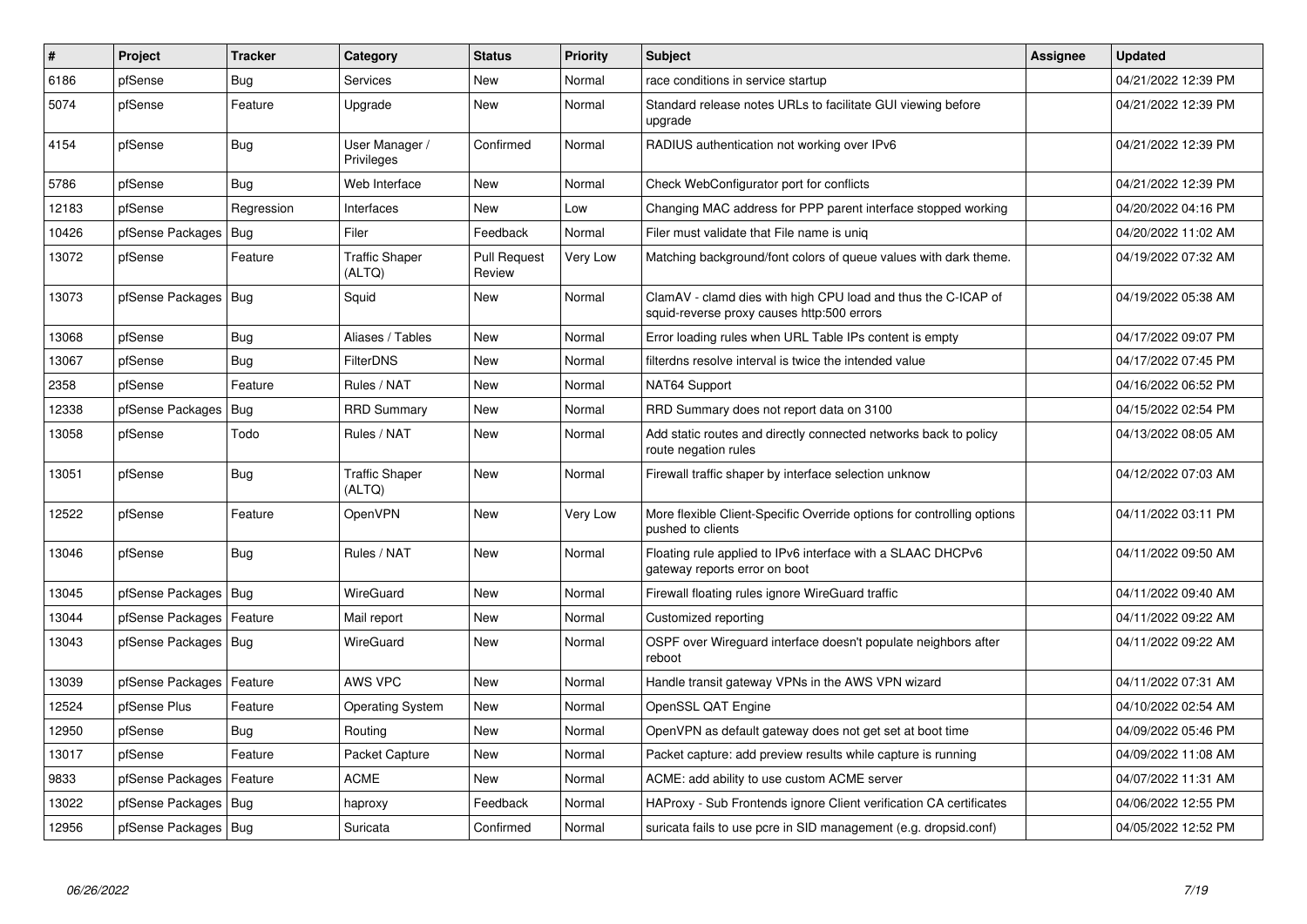| # | Project | Tracker | Category | Status | Priority | Subject | Assignee | Updated |
|---|---|---|---|---|---|---|---|---|
| 6186 | pfSense | Bug | Services | New | Normal | race conditions in service startup | | 04/21/2022 12:39 PM |
| 5074 | pfSense | Feature | Upgrade | New | Normal | Standard release notes URLs to facilitate GUI viewing before upgrade | | 04/21/2022 12:39 PM |
| 4154 | pfSense | Bug | User Manager / Privileges | Confirmed | Normal | RADIUS authentication not working over IPv6 | | 04/21/2022 12:39 PM |
| 5786 | pfSense | Bug | Web Interface | New | Normal | Check WebConfigurator port for conflicts | | 04/21/2022 12:39 PM |
| 12183 | pfSense | Regression | Interfaces | New | Low | Changing MAC address for PPP parent interface stopped working | | 04/20/2022 04:16 PM |
| 10426 | pfSense Packages | Bug | Filer | Feedback | Normal | Filer must validate that File name is uniq | | 04/20/2022 11:02 AM |
| 13072 | pfSense | Feature | Traffic Shaper (ALTQ) | Pull Request Review | Very Low | Matching background/font colors of queue values with dark theme. | | 04/19/2022 07:32 AM |
| 13073 | pfSense Packages | Bug | Squid | New | Normal | ClamAV - clamd dies with high CPU load and thus the C-ICAP of squid-reverse proxy causes http:500 errors | | 04/19/2022 05:38 AM |
| 13068 | pfSense | Bug | Aliases / Tables | New | Normal | Error loading rules when URL Table IPs content is empty | | 04/17/2022 09:07 PM |
| 13067 | pfSense | Bug | FilterDNS | New | Normal | filterdns resolve interval is twice the intended value | | 04/17/2022 07:45 PM |
| 2358 | pfSense | Feature | Rules / NAT | New | Normal | NAT64 Support | | 04/16/2022 06:52 PM |
| 12338 | pfSense Packages | Bug | RRD Summary | New | Normal | RRD Summary does not report data on 3100 | | 04/15/2022 02:54 PM |
| 13058 | pfSense | Todo | Rules / NAT | New | Normal | Add static routes and directly connected networks back to policy route negation rules | | 04/13/2022 08:05 AM |
| 13051 | pfSense | Bug | Traffic Shaper (ALTQ) | New | Normal | Firewall traffic shaper by interface selection unknow | | 04/12/2022 07:03 AM |
| 12522 | pfSense | Feature | OpenVPN | New | Very Low | More flexible Client-Specific Override options for controlling options pushed to clients | | 04/11/2022 03:11 PM |
| 13046 | pfSense | Bug | Rules / NAT | New | Normal | Floating rule applied to IPv6 interface with a SLAAC DHCPv6 gateway reports error on boot | | 04/11/2022 09:50 AM |
| 13045 | pfSense Packages | Bug | WireGuard | New | Normal | Firewall floating rules ignore WireGuard traffic | | 04/11/2022 09:40 AM |
| 13044 | pfSense Packages | Feature | Mail report | New | Normal | Customized reporting | | 04/11/2022 09:22 AM |
| 13043 | pfSense Packages | Bug | WireGuard | New | Normal | OSPF over Wireguard interface doesn't populate neighbors after reboot | | 04/11/2022 09:22 AM |
| 13039 | pfSense Packages | Feature | AWS VPC | New | Normal | Handle transit gateway VPNs in the AWS VPN wizard | | 04/11/2022 07:31 AM |
| 12524 | pfSense Plus | Feature | Operating System | New | Normal | OpenSSL QAT Engine | | 04/10/2022 02:54 AM |
| 12950 | pfSense | Bug | Routing | New | Normal | OpenVPN as default gateway does not get set at boot time | | 04/09/2022 05:46 PM |
| 13017 | pfSense | Feature | Packet Capture | New | Normal | Packet capture: add preview results while capture is running | | 04/09/2022 11:08 AM |
| 9833 | pfSense Packages | Feature | ACME | New | Normal | ACME: add ability to use custom ACME server | | 04/07/2022 11:31 AM |
| 13022 | pfSense Packages | Bug | haproxy | Feedback | Normal | HAProxy - Sub Frontends ignore Client verification CA certificates | | 04/06/2022 12:55 PM |
| 12956 | pfSense Packages | Bug | Suricata | Confirmed | Normal | suricata fails to use pcre in SID management (e.g. dropsid.conf) | | 04/05/2022 12:52 PM |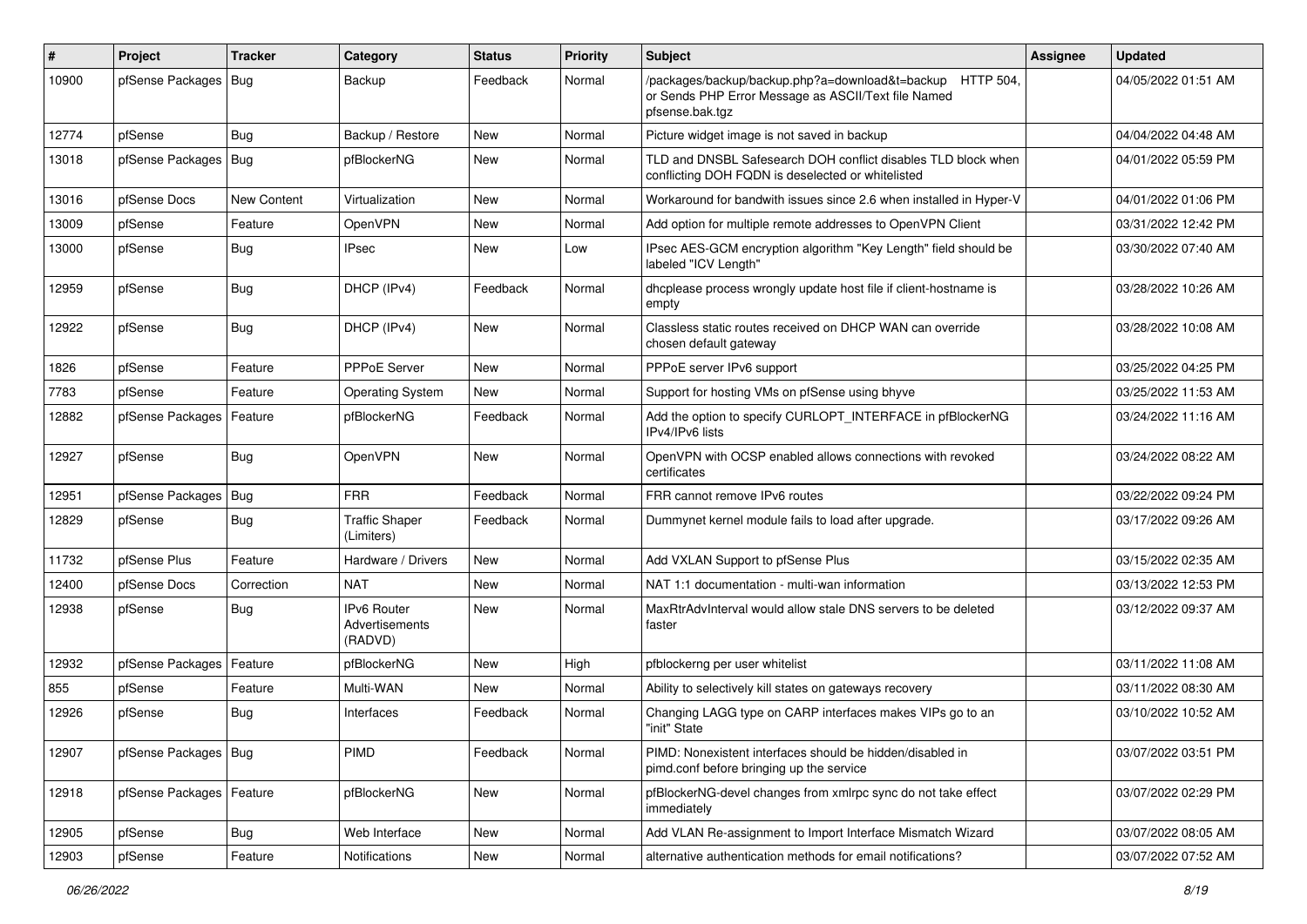| # | Project | Tracker | Category | Status | Priority | Subject | Assignee | Updated |
|---|---|---|---|---|---|---|---|---|
| 10900 | pfSense Packages | Bug | Backup | Feedback | Normal | /packages/backup/backup.php?a=download&t=backup HTTP 504, or Sends PHP Error Message as ASCII/Text file Named pfsense.bak.tgz | | 04/05/2022 01:51 AM |
| 12774 | pfSense | Bug | Backup / Restore | New | Normal | Picture widget image is not saved in backup | | 04/04/2022 04:48 AM |
| 13018 | pfSense Packages | Bug | pfBlockerNG | New | Normal | TLD and DNSBL Safesearch DOH conflict disables TLD block when conflicting DOH FQDN is deselected or whitelisted | | 04/01/2022 05:59 PM |
| 13016 | pfSense Docs | New Content | Virtualization | New | Normal | Workaround for bandwith issues since 2.6 when installed in Hyper-V | | 04/01/2022 01:06 PM |
| 13009 | pfSense | Feature | OpenVPN | New | Normal | Add option for multiple remote addresses to OpenVPN Client | | 03/31/2022 12:42 PM |
| 13000 | pfSense | Bug | IPsec | New | Low | IPsec AES-GCM encryption algorithm "Key Length" field should be labeled "ICV Length" | | 03/30/2022 07:40 AM |
| 12959 | pfSense | Bug | DHCP (IPv4) | Feedback | Normal | dhcplease process wrongly update host file if client-hostname is empty | | 03/28/2022 10:26 AM |
| 12922 | pfSense | Bug | DHCP (IPv4) | New | Normal | Classless static routes received on DHCP WAN can override chosen default gateway | | 03/28/2022 10:08 AM |
| 1826 | pfSense | Feature | PPPoE Server | New | Normal | PPPoE server IPv6 support | | 03/25/2022 04:25 PM |
| 7783 | pfSense | Feature | Operating System | New | Normal | Support for hosting VMs on pfSense using bhyve | | 03/25/2022 11:53 AM |
| 12882 | pfSense Packages | Feature | pfBlockerNG | Feedback | Normal | Add the option to specify CURLOPT_INTERFACE in pfBlockerNG IPv4/IPv6 lists | | 03/24/2022 11:16 AM |
| 12927 | pfSense | Bug | OpenVPN | New | Normal | OpenVPN with OCSP enabled allows connections with revoked certificates | | 03/24/2022 08:22 AM |
| 12951 | pfSense Packages | Bug | FRR | Feedback | Normal | FRR cannot remove IPv6 routes | | 03/22/2022 09:24 PM |
| 12829 | pfSense | Bug | Traffic Shaper (Limiters) | Feedback | Normal | Dummynet kernel module fails to load after upgrade. | | 03/17/2022 09:26 AM |
| 11732 | pfSense Plus | Feature | Hardware / Drivers | New | Normal | Add VXLAN Support to pfSense Plus | | 03/15/2022 02:35 AM |
| 12400 | pfSense Docs | Correction | NAT | New | Normal | NAT 1:1 documentation - multi-wan information | | 03/13/2022 12:53 PM |
| 12938 | pfSense | Bug | IPv6 Router Advertisements (RADVD) | New | Normal | MaxRtrAdvInterval would allow stale DNS servers to be deleted faster | | 03/12/2022 09:37 AM |
| 12932 | pfSense Packages | Feature | pfBlockerNG | New | High | pfblockerng per user whitelist | | 03/11/2022 11:08 AM |
| 855 | pfSense | Feature | Multi-WAN | New | Normal | Ability to selectively kill states on gateways recovery | | 03/11/2022 08:30 AM |
| 12926 | pfSense | Bug | Interfaces | Feedback | Normal | Changing LAGG type on CARP interfaces makes VIPs go to an "init" State | | 03/10/2022 10:52 AM |
| 12907 | pfSense Packages | Bug | PIMD | Feedback | Normal | PIMD: Nonexistent interfaces should be hidden/disabled in pimd.conf before bringing up the service | | 03/07/2022 03:51 PM |
| 12918 | pfSense Packages | Feature | pfBlockerNG | New | Normal | pfBlockerNG-devel changes from xmlrpc sync do not take effect immediately | | 03/07/2022 02:29 PM |
| 12905 | pfSense | Bug | Web Interface | New | Normal | Add VLAN Re-assignment to Import Interface Mismatch Wizard | | 03/07/2022 08:05 AM |
| 12903 | pfSense | Feature | Notifications | New | Normal | alternative authentication methods for email notifications? | | 03/07/2022 07:52 AM |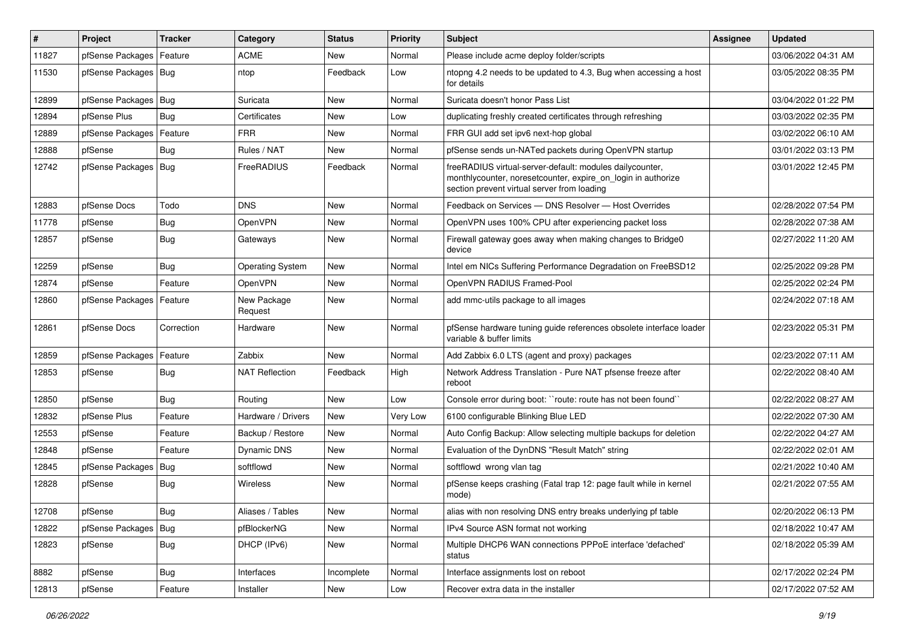| # | Project | Tracker | Category | Status | Priority | Subject | Assignee | Updated |
|---|---|---|---|---|---|---|---|---|
| 11827 | pfSense Packages | Feature | ACME | New | Normal | Please include acme deploy folder/scripts | | 03/06/2022 04:31 AM |
| 11530 | pfSense Packages | Bug | ntop | Feedback | Low | ntopng 4.2 needs to be updated to 4.3, Bug when accessing a host for details | | 03/05/2022 08:35 PM |
| 12899 | pfSense Packages | Bug | Suricata | New | Normal | Suricata doesn't honor Pass List | | 03/04/2022 01:22 PM |
| 12894 | pfSense Plus | Bug | Certificates | New | Low | duplicating freshly created certificates through refreshing | | 03/03/2022 02:35 PM |
| 12889 | pfSense Packages | Feature | FRR | New | Normal | FRR GUI add set ipv6 next-hop global | | 03/02/2022 06:10 AM |
| 12888 | pfSense | Bug | Rules / NAT | New | Normal | pfSense sends un-NATed packets during OpenVPN startup | | 03/01/2022 03:13 PM |
| 12742 | pfSense Packages | Bug | FreeRADIUS | Feedback | Normal | freeRADIUS virtual-server-default: modules dailycounter, monthlycounter, noresetcounter, expire_on_login in authorize section prevent virtual server from loading | | 03/01/2022 12:45 PM |
| 12883 | pfSense Docs | Todo | DNS | New | Normal | Feedback on Services — DNS Resolver — Host Overrides | | 02/28/2022 07:54 PM |
| 11778 | pfSense | Bug | OpenVPN | New | Normal | OpenVPN uses 100% CPU after experiencing packet loss | | 02/28/2022 07:38 AM |
| 12857 | pfSense | Bug | Gateways | New | Normal | Firewall gateway goes away when making changes to Bridge0 device | | 02/27/2022 11:20 AM |
| 12259 | pfSense | Bug | Operating System | New | Normal | Intel em NICs Suffering Performance Degradation on FreeBSD12 | | 02/25/2022 09:28 PM |
| 12874 | pfSense | Feature | OpenVPN | New | Normal | OpenVPN RADIUS Framed-Pool | | 02/25/2022 02:24 PM |
| 12860 | pfSense Packages | Feature | New Package Request | New | Normal | add mmc-utils package to all images | | 02/24/2022 07:18 AM |
| 12861 | pfSense Docs | Correction | Hardware | New | Normal | pfSense hardware tuning guide references obsolete interface loader variable & buffer limits | | 02/23/2022 05:31 PM |
| 12859 | pfSense Packages | Feature | Zabbix | New | Normal | Add Zabbix 6.0 LTS (agent and proxy) packages | | 02/23/2022 07:11 AM |
| 12853 | pfSense | Bug | NAT Reflection | Feedback | High | Network Address Translation - Pure NAT pfsense freeze after reboot | | 02/22/2022 08:40 AM |
| 12850 | pfSense | Bug | Routing | New | Low | Console error during boot: ``route: route has not been found`` | | 02/22/2022 08:27 AM |
| 12832 | pfSense Plus | Feature | Hardware / Drivers | New | Very Low | 6100 configurable Blinking Blue LED | | 02/22/2022 07:30 AM |
| 12553 | pfSense | Feature | Backup / Restore | New | Normal | Auto Config Backup: Allow selecting multiple backups for deletion | | 02/22/2022 04:27 AM |
| 12848 | pfSense | Feature | Dynamic DNS | New | Normal | Evaluation of the DynDNS "Result Match" string | | 02/22/2022 02:01 AM |
| 12845 | pfSense Packages | Bug | softflowd | New | Normal | softflowd wrong vlan tag | | 02/21/2022 10:40 AM |
| 12828 | pfSense | Bug | Wireless | New | Normal | pfSense keeps crashing (Fatal trap 12: page fault while in kernel mode) | | 02/21/2022 07:55 AM |
| 12708 | pfSense | Bug | Aliases / Tables | New | Normal | alias with non resolving DNS entry breaks underlying pf table | | 02/20/2022 06:13 PM |
| 12822 | pfSense Packages | Bug | pfBlockerNG | New | Normal | IPv4 Source ASN format not working | | 02/18/2022 10:47 AM |
| 12823 | pfSense | Bug | DHCP (IPv6) | New | Normal | Multiple DHCP6 WAN connections PPPoE interface 'defached' status | | 02/18/2022 05:39 AM |
| 8882 | pfSense | Bug | Interfaces | Incomplete | Normal | Interface assignments lost on reboot | | 02/17/2022 02:24 PM |
| 12813 | pfSense | Feature | Installer | New | Low | Recover extra data in the installer | | 02/17/2022 07:52 AM |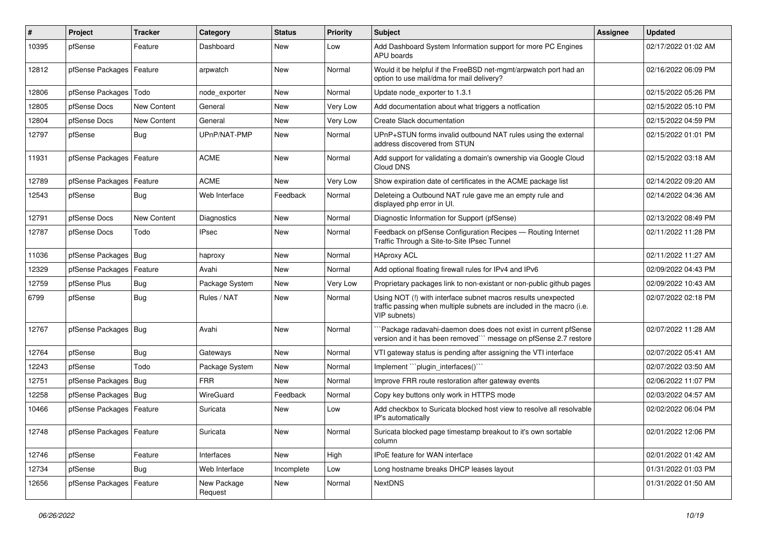| # | Project | Tracker | Category | Status | Priority | Subject | Assignee | Updated |
|---|---|---|---|---|---|---|---|---|
| 10395 | pfSense | Feature | Dashboard | New | Low | Add Dashboard System Information support for more PC Engines APU boards | | 02/17/2022 01:02 AM |
| 12812 | pfSense Packages | Feature | arpwatch | New | Normal | Would it be helpful if the FreeBSD net-mgmt/arpwatch port had an option to use mail/dma for mail delivery? | | 02/16/2022 06:09 PM |
| 12806 | pfSense Packages | Todo | node_exporter | New | Normal | Update node_exporter to 1.3.1 | | 02/15/2022 05:26 PM |
| 12805 | pfSense Docs | New Content | General | New | Very Low | Add documentation about what triggers a notfication | | 02/15/2022 05:10 PM |
| 12804 | pfSense Docs | New Content | General | New | Very Low | Create Slack documentation | | 02/15/2022 04:59 PM |
| 12797 | pfSense | Bug | UPnP/NAT-PMP | New | Normal | UPnP+STUN forms invalid outbound NAT rules using the external address discovered from STUN | | 02/15/2022 01:01 PM |
| 11931 | pfSense Packages | Feature | ACME | New | Normal | Add support for validating a domain's ownership via Google Cloud Cloud DNS | | 02/15/2022 03:18 AM |
| 12789 | pfSense Packages | Feature | ACME | New | Very Low | Show expiration date of certificates in the ACME package list | | 02/14/2022 09:20 AM |
| 12543 | pfSense | Bug | Web Interface | Feedback | Normal | Deleteing a Outbound NAT rule gave me an empty rule and displayed php error in UI. | | 02/14/2022 04:36 AM |
| 12791 | pfSense Docs | New Content | Diagnostics | New | Normal | Diagnostic Information for Support (pfSense) | | 02/13/2022 08:49 PM |
| 12787 | pfSense Docs | Todo | IPsec | New | Normal | Feedback on pfSense Configuration Recipes — Routing Internet Traffic Through a Site-to-Site IPsec Tunnel | | 02/11/2022 11:28 PM |
| 11036 | pfSense Packages | Bug | haproxy | New | Normal | HAproxy ACL | | 02/11/2022 11:27 AM |
| 12329 | pfSense Packages | Feature | Avahi | New | Normal | Add optional floating firewall rules for IPv4 and IPv6 | | 02/09/2022 04:43 PM |
| 12759 | pfSense Plus | Bug | Package System | New | Very Low | Proprietary packages link to non-existant or non-public github pages | | 02/09/2022 10:43 AM |
| 6799 | pfSense | Bug | Rules / NAT | New | Normal | Using NOT (!) with interface subnet macros results unexpected traffic passing when multiple subnets are included in the macro (i.e. VIP subnets) | | 02/07/2022 02:18 PM |
| 12767 | pfSense Packages | Bug | Avahi | New | Normal | ```Package radavahi-daemon does does not exist in current pfSense version and it has been removed``` message on pfSense 2.7 restore | | 02/07/2022 11:28 AM |
| 12764 | pfSense | Bug | Gateways | New | Normal | VTI gateway status is pending after assigning the VTI interface | | 02/07/2022 05:41 AM |
| 12243 | pfSense | Todo | Package System | New | Normal | Implement ```plugin_interfaces()``` | | 02/07/2022 03:50 AM |
| 12751 | pfSense Packages | Bug | FRR | New | Normal | Improve FRR route restoration after gateway events | | 02/06/2022 11:07 PM |
| 12258 | pfSense Packages | Bug | WireGuard | Feedback | Normal | Copy key buttons only work in HTTPS mode | | 02/03/2022 04:57 AM |
| 10466 | pfSense Packages | Feature | Suricata | New | Low | Add checkbox to Suricata blocked host view to resolve all resolvable IP's automatically | | 02/02/2022 06:04 PM |
| 12748 | pfSense Packages | Feature | Suricata | New | Normal | Suricata blocked page timestamp breakout to it's own sortable column | | 02/01/2022 12:06 PM |
| 12746 | pfSense | Feature | Interfaces | New | High | IPoE feature for WAN interface | | 02/01/2022 01:42 AM |
| 12734 | pfSense | Bug | Web Interface | Incomplete | Low | Long hostname breaks DHCP leases layout | | 01/31/2022 01:03 PM |
| 12656 | pfSense Packages | Feature | New Package Request | New | Normal | NextDNS | | 01/31/2022 01:50 AM |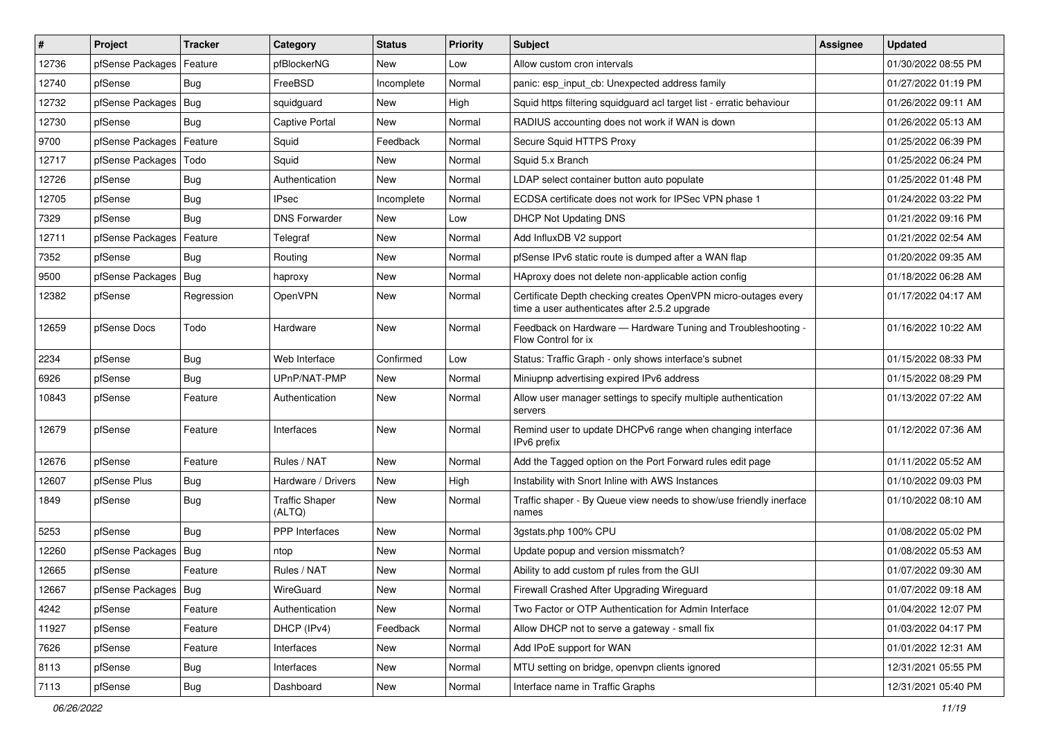| # | Project | Tracker | Category | Status | Priority | Subject | Assignee | Updated |
|---|---|---|---|---|---|---|---|---|
| 12736 | pfSense Packages | Feature | pfBlockerNG | New | Low | Allow custom cron intervals | | 01/30/2022 08:55 PM |
| 12740 | pfSense | Bug | FreeBSD | Incomplete | Normal | panic: esp_input_cb: Unexpected address family | | 01/27/2022 01:19 PM |
| 12732 | pfSense Packages | Bug | squidguard | New | High | Squid https filtering squidguard acl target list - erratic behaviour | | 01/26/2022 09:11 AM |
| 12730 | pfSense | Bug | Captive Portal | New | Normal | RADIUS accounting does not work if WAN is down | | 01/26/2022 05:13 AM |
| 9700 | pfSense Packages | Feature | Squid | Feedback | Normal | Secure Squid HTTPS Proxy | | 01/25/2022 06:39 PM |
| 12717 | pfSense Packages | Todo | Squid | New | Normal | Squid 5.x Branch | | 01/25/2022 06:24 PM |
| 12726 | pfSense | Bug | Authentication | New | Normal | LDAP select container button auto populate | | 01/25/2022 01:48 PM |
| 12705 | pfSense | Bug | IPsec | Incomplete | Normal | ECDSA certificate does not work for IPSec VPN phase 1 | | 01/24/2022 03:22 PM |
| 7329 | pfSense | Bug | DNS Forwarder | New | Low | DHCP Not Updating DNS | | 01/21/2022 09:16 PM |
| 12711 | pfSense Packages | Feature | Telegraf | New | Normal | Add InfluxDB V2 support | | 01/21/2022 02:54 AM |
| 7352 | pfSense | Bug | Routing | New | Normal | pfSense IPv6 static route is dumped after a WAN flap | | 01/20/2022 09:35 AM |
| 9500 | pfSense Packages | Bug | haproxy | New | Normal | HAproxy does not delete non-applicable action config | | 01/18/2022 06:28 AM |
| 12382 | pfSense | Regression | OpenVPN | New | Normal | Certificate Depth checking creates OpenVPN micro-outages every time a user authenticates after 2.5.2 upgrade | | 01/17/2022 04:17 AM |
| 12659 | pfSense Docs | Todo | Hardware | New | Normal | Feedback on Hardware — Hardware Tuning and Troubleshooting - Flow Control for ix | | 01/16/2022 10:22 AM |
| 2234 | pfSense | Bug | Web Interface | Confirmed | Low | Status: Traffic Graph - only shows interface's subnet | | 01/15/2022 08:33 PM |
| 6926 | pfSense | Bug | UPnP/NAT-PMP | New | Normal | Miniupnp advertising expired IPv6 address | | 01/15/2022 08:29 PM |
| 10843 | pfSense | Feature | Authentication | New | Normal | Allow user manager settings to specify multiple authentication servers | | 01/13/2022 07:22 AM |
| 12679 | pfSense | Feature | Interfaces | New | Normal | Remind user to update DHCPv6 range when changing interface IPv6 prefix | | 01/12/2022 07:36 AM |
| 12676 | pfSense | Feature | Rules / NAT | New | Normal | Add the Tagged option on the Port Forward rules edit page | | 01/11/2022 05:52 AM |
| 12607 | pfSense Plus | Bug | Hardware / Drivers | New | High | Instability with Snort Inline with AWS Instances | | 01/10/2022 09:03 PM |
| 1849 | pfSense | Bug | Traffic Shaper (ALTQ) | New | Normal | Traffic shaper - By Queue view needs to show/use friendly inerface names | | 01/10/2022 08:10 AM |
| 5253 | pfSense | Bug | PPP Interfaces | New | Normal | 3gstats.php 100% CPU | | 01/08/2022 05:02 PM |
| 12260 | pfSense Packages | Bug | ntop | New | Normal | Update popup and version missmatch? | | 01/08/2022 05:53 AM |
| 12665 | pfSense | Feature | Rules / NAT | New | Normal | Ability to add custom pf rules from the GUI | | 01/07/2022 09:30 AM |
| 12667 | pfSense Packages | Bug | WireGuard | New | Normal | Firewall Crashed After Upgrading Wireguard | | 01/07/2022 09:18 AM |
| 4242 | pfSense | Feature | Authentication | New | Normal | Two Factor or OTP Authentication for Admin Interface | | 01/04/2022 12:07 PM |
| 11927 | pfSense | Feature | DHCP (IPv4) | Feedback | Normal | Allow DHCP not to serve a gateway - small fix | | 01/03/2022 04:17 PM |
| 7626 | pfSense | Feature | Interfaces | New | Normal | Add IPoE support for WAN | | 01/01/2022 12:31 AM |
| 8113 | pfSense | Bug | Interfaces | New | Normal | MTU setting on bridge, openvpn clients ignored | | 12/31/2021 05:55 PM |
| 7113 | pfSense | Bug | Dashboard | New | Normal | Interface name in Traffic Graphs | | 12/31/2021 05:40 PM |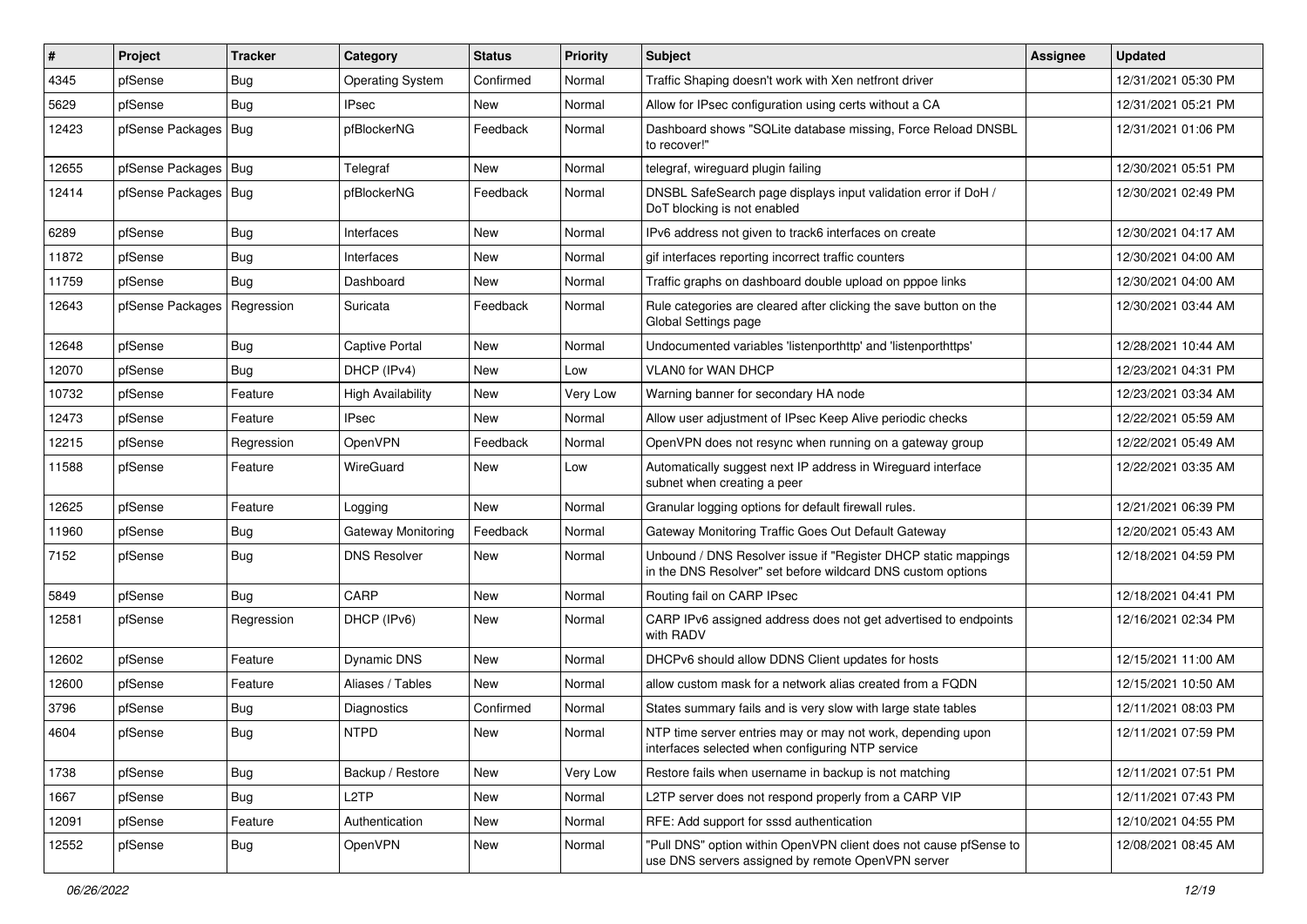| # | Project | Tracker | Category | Status | Priority | Subject | Assignee | Updated |
|---|---|---|---|---|---|---|---|---|
| 4345 | pfSense | Bug | Operating System | Confirmed | Normal | Traffic Shaping doesn't work with Xen netfront driver | | 12/31/2021 05:30 PM |
| 5629 | pfSense | Bug | IPsec | New | Normal | Allow for IPsec configuration using certs without a CA | | 12/31/2021 05:21 PM |
| 12423 | pfSense Packages | Bug | pfBlockerNG | Feedback | Normal | Dashboard shows "SQLite database missing, Force Reload DNSBL to recover!" | | 12/31/2021 01:06 PM |
| 12655 | pfSense Packages | Bug | Telegraf | New | Normal | telegraf, wireguard plugin failing | | 12/30/2021 05:51 PM |
| 12414 | pfSense Packages | Bug | pfBlockerNG | Feedback | Normal | DNSBL SafeSearch page displays input validation error if DoH / DoT blocking is not enabled | | 12/30/2021 02:49 PM |
| 6289 | pfSense | Bug | Interfaces | New | Normal | IPv6 address not given to track6 interfaces on create | | 12/30/2021 04:17 AM |
| 11872 | pfSense | Bug | Interfaces | New | Normal | gif interfaces reporting incorrect traffic counters | | 12/30/2021 04:00 AM |
| 11759 | pfSense | Bug | Dashboard | New | Normal | Traffic graphs on dashboard double upload on pppoe links | | 12/30/2021 04:00 AM |
| 12643 | pfSense Packages | Regression | Suricata | Feedback | Normal | Rule categories are cleared after clicking the save button on the Global Settings page | | 12/30/2021 03:44 AM |
| 12648 | pfSense | Bug | Captive Portal | New | Normal | Undocumented variables 'listenporthttp' and 'listenporthttps' | | 12/28/2021 10:44 AM |
| 12070 | pfSense | Bug | DHCP (IPv4) | New | Low | VLAN0 for WAN DHCP | | 12/23/2021 04:31 PM |
| 10732 | pfSense | Feature | High Availability | New | Very Low | Warning banner for secondary HA node | | 12/23/2021 03:34 AM |
| 12473 | pfSense | Feature | IPsec | New | Normal | Allow user adjustment of IPsec Keep Alive periodic checks | | 12/22/2021 05:59 AM |
| 12215 | pfSense | Regression | OpenVPN | Feedback | Normal | OpenVPN does not resync when running on a gateway group | | 12/22/2021 05:49 AM |
| 11588 | pfSense | Feature | WireGuard | New | Low | Automatically suggest next IP address in Wireguard interface subnet when creating a peer | | 12/22/2021 03:35 AM |
| 12625 | pfSense | Feature | Logging | New | Normal | Granular logging options for default firewall rules. | | 12/21/2021 06:39 PM |
| 11960 | pfSense | Bug | Gateway Monitoring | Feedback | Normal | Gateway Monitoring Traffic Goes Out Default Gateway | | 12/20/2021 05:43 AM |
| 7152 | pfSense | Bug | DNS Resolver | New | Normal | Unbound / DNS Resolver issue if "Register DHCP static mappings in the DNS Resolver" set before wildcard DNS custom options | | 12/18/2021 04:59 PM |
| 5849 | pfSense | Bug | CARP | New | Normal | Routing fail on CARP IPsec | | 12/18/2021 04:41 PM |
| 12581 | pfSense | Regression | DHCP (IPv6) | New | Normal | CARP IPv6 assigned address does not get advertised to endpoints with RADV | | 12/16/2021 02:34 PM |
| 12602 | pfSense | Feature | Dynamic DNS | New | Normal | DHCPv6 should allow DDNS Client updates for hosts | | 12/15/2021 11:00 AM |
| 12600 | pfSense | Feature | Aliases / Tables | New | Normal | allow custom mask for a network alias created from a FQDN | | 12/15/2021 10:50 AM |
| 3796 | pfSense | Bug | Diagnostics | Confirmed | Normal | States summary fails and is very slow with large state tables | | 12/11/2021 08:03 PM |
| 4604 | pfSense | Bug | NTPD | New | Normal | NTP time server entries may or may not work, depending upon interfaces selected when configuring NTP service | | 12/11/2021 07:59 PM |
| 1738 | pfSense | Bug | Backup / Restore | New | Very Low | Restore fails when username in backup is not matching | | 12/11/2021 07:51 PM |
| 1667 | pfSense | Bug | L2TP | New | Normal | L2TP server does not respond properly from a CARP VIP | | 12/11/2021 07:43 PM |
| 12091 | pfSense | Feature | Authentication | New | Normal | RFE: Add support for sssd authentication | | 12/10/2021 04:55 PM |
| 12552 | pfSense | Bug | OpenVPN | New | Normal | "Pull DNS" option within OpenVPN client does not cause pfSense to use DNS servers assigned by remote OpenVPN server | | 12/08/2021 08:45 AM |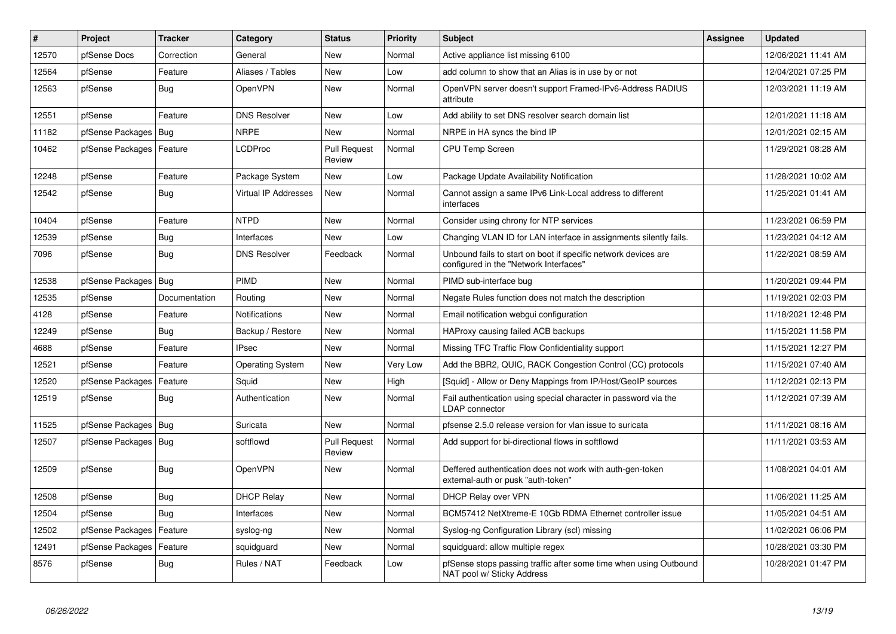| # | Project | Tracker | Category | Status | Priority | Subject | Assignee | Updated |
|---|---|---|---|---|---|---|---|---|
| 12570 | pfSense Docs | Correction | General | New | Normal | Active appliance list missing 6100 | | 12/06/2021 11:41 AM |
| 12564 | pfSense | Feature | Aliases / Tables | New | Low | add column to show that an Alias is in use by or not | | 12/04/2021 07:25 PM |
| 12563 | pfSense | Bug | OpenVPN | New | Normal | OpenVPN server doesn't support Framed-IPv6-Address RADIUS attribute | | 12/03/2021 11:19 AM |
| 12551 | pfSense | Feature | DNS Resolver | New | Low | Add ability to set DNS resolver search domain list | | 12/01/2021 11:18 AM |
| 11182 | pfSense Packages | Bug | NRPE | New | Normal | NRPE in HA syncs the bind IP | | 12/01/2021 02:15 AM |
| 10462 | pfSense Packages | Feature | LCDProc | Pull Request Review | Normal | CPU Temp Screen | | 11/29/2021 08:28 AM |
| 12248 | pfSense | Feature | Package System | New | Low | Package Update Availability Notification | | 11/28/2021 10:02 AM |
| 12542 | pfSense | Bug | Virtual IP Addresses | New | Normal | Cannot assign a same IPv6 Link-Local address to different interfaces | | 11/25/2021 01:41 AM |
| 10404 | pfSense | Feature | NTPD | New | Normal | Consider using chrony for NTP services | | 11/23/2021 06:59 PM |
| 12539 | pfSense | Bug | Interfaces | New | Low | Changing VLAN ID for LAN interface in assignments silently fails. | | 11/23/2021 04:12 AM |
| 7096 | pfSense | Bug | DNS Resolver | Feedback | Normal | Unbound fails to start on boot if specific network devices are configured in the "Network Interfaces" | | 11/22/2021 08:59 AM |
| 12538 | pfSense Packages | Bug | PIMD | New | Normal | PIMD sub-interface bug | | 11/20/2021 09:44 PM |
| 12535 | pfSense | Documentation | Routing | New | Normal | Negate Rules function does not match the description | | 11/19/2021 02:03 PM |
| 4128 | pfSense | Feature | Notifications | New | Normal | Email notification webgui configuration | | 11/18/2021 12:48 PM |
| 12249 | pfSense | Bug | Backup / Restore | New | Normal | HAProxy causing failed ACB backups | | 11/15/2021 11:58 PM |
| 4688 | pfSense | Feature | IPsec | New | Normal | Missing TFC Traffic Flow Confidentiality support | | 11/15/2021 12:27 PM |
| 12521 | pfSense | Feature | Operating System | New | Very Low | Add the BBR2, QUIC, RACK Congestion Control (CC) protocols | | 11/15/2021 07:40 AM |
| 12520 | pfSense Packages | Feature | Squid | New | High | [Squid] - Allow or Deny Mappings from IP/Host/GeoIP sources | | 11/12/2021 02:13 PM |
| 12519 | pfSense | Bug | Authentication | New | Normal | Fail authentication using special character in password via the LDAP connector | | 11/12/2021 07:39 AM |
| 11525 | pfSense Packages | Bug | Suricata | New | Normal | pfsense 2.5.0 release version for vlan issue to suricata | | 11/11/2021 08:16 AM |
| 12507 | pfSense Packages | Bug | softflowd | Pull Request Review | Normal | Add support for bi-directional flows in softflowd | | 11/11/2021 03:53 AM |
| 12509 | pfSense | Bug | OpenVPN | New | Normal | Deffered authentication does not work with auth-gen-token external-auth or pusk "auth-token" | | 11/08/2021 04:01 AM |
| 12508 | pfSense | Bug | DHCP Relay | New | Normal | DHCP Relay over VPN | | 11/06/2021 11:25 AM |
| 12504 | pfSense | Bug | Interfaces | New | Normal | BCM57412 NetXtreme-E 10Gb RDMA Ethernet controller issue | | 11/05/2021 04:51 AM |
| 12502 | pfSense Packages | Feature | syslog-ng | New | Normal | Syslog-ng Configuration Library (scl) missing | | 11/02/2021 06:06 PM |
| 12491 | pfSense Packages | Feature | squidguard | New | Normal | squidguard: allow multiple regex | | 10/28/2021 03:30 PM |
| 8576 | pfSense | Bug | Rules / NAT | Feedback | Low | pfSense stops passing traffic after some time when using Outbound NAT pool w/ Sticky Address | | 10/28/2021 01:47 PM |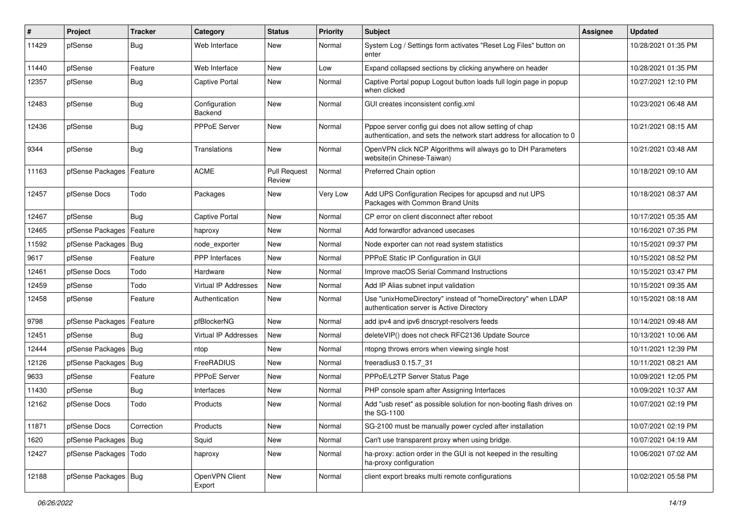| # | Project | Tracker | Category | Status | Priority | Subject | Assignee | Updated |
|---|---|---|---|---|---|---|---|---|
| 11429 | pfSense | Bug | Web Interface | New | Normal | System Log / Settings form activates "Reset Log Files" button on enter | | 10/28/2021 01:35 PM |
| 11440 | pfSense | Feature | Web Interface | New | Low | Expand collapsed sections by clicking anywhere on header | | 10/28/2021 01:35 PM |
| 12357 | pfSense | Bug | Captive Portal | New | Normal | Captive Portal popup Logout button loads full login page in popup when clicked | | 10/27/2021 12:10 PM |
| 12483 | pfSense | Bug | Configuration Backend | New | Normal | GUI creates inconsistent config.xml | | 10/23/2021 06:48 AM |
| 12436 | pfSense | Bug | PPPoE Server | New | Normal | Pppoe server config gui does not allow setting of chap authentication, and sets the network start address for allocation to 0 | | 10/21/2021 08:15 AM |
| 9344 | pfSense | Bug | Translations | New | Normal | OpenVPN click NCP Algorithms will always go to DH Parameters website(in Chinese-Taiwan) | | 10/21/2021 03:48 AM |
| 11163 | pfSense Packages | Feature | ACME | Pull Request Review | Normal | Preferred Chain option | | 10/18/2021 09:10 AM |
| 12457 | pfSense Docs | Todo | Packages | New | Very Low | Add UPS Configuration Recipes for apcupsd and nut UPS Packages with Common Brand Units | | 10/18/2021 08:37 AM |
| 12467 | pfSense | Bug | Captive Portal | New | Normal | CP error on client disconnect after reboot | | 10/17/2021 05:35 AM |
| 12465 | pfSense Packages | Feature | haproxy | New | Normal | Add forwardfor advanced usecases | | 10/16/2021 07:35 PM |
| 11592 | pfSense Packages | Bug | node_exporter | New | Normal | Node exporter can not read system statistics | | 10/15/2021 09:37 PM |
| 9617 | pfSense | Feature | PPP Interfaces | New | Normal | PPPoE Static IP Configuration in GUI | | 10/15/2021 08:52 PM |
| 12461 | pfSense Docs | Todo | Hardware | New | Normal | Improve macOS Serial Command Instructions | | 10/15/2021 03:47 PM |
| 12459 | pfSense | Todo | Virtual IP Addresses | New | Normal | Add IP Alias subnet input validation | | 10/15/2021 09:35 AM |
| 12458 | pfSense | Feature | Authentication | New | Normal | Use "unixHomeDirectory" instead of "homeDirectory" when LDAP authentication server is Active Directory | | 10/15/2021 08:18 AM |
| 9798 | pfSense Packages | Feature | pfBlockerNG | New | Normal | add ipv4 and ipv6 dnscrypt-resolvers feeds | | 10/14/2021 09:48 AM |
| 12451 | pfSense | Bug | Virtual IP Addresses | New | Normal | deleteVIP() does not check RFC2136 Update Source | | 10/13/2021 10:06 AM |
| 12444 | pfSense Packages | Bug | ntop | New | Normal | ntopng throws errors when viewing single host | | 10/11/2021 12:39 PM |
| 12126 | pfSense Packages | Bug | FreeRADIUS | New | Normal | freeradius3 0.15.7_31 | | 10/11/2021 08:21 AM |
| 9633 | pfSense | Feature | PPPoE Server | New | Normal | PPPoE/L2TP Server Status Page | | 10/09/2021 12:05 PM |
| 11430 | pfSense | Bug | Interfaces | New | Normal | PHP console spam after Assigning Interfaces | | 10/09/2021 10:37 AM |
| 12162 | pfSense Docs | Todo | Products | New | Normal | Add "usb reset" as possible solution for non-booting flash drives on the SG-1100 | | 10/07/2021 02:19 PM |
| 11871 | pfSense Docs | Correction | Products | New | Normal | SG-2100 must be manually power cycled after installation | | 10/07/2021 02:19 PM |
| 1620 | pfSense Packages | Bug | Squid | New | Normal | Can't use transparent proxy when using bridge. | | 10/07/2021 04:19 AM |
| 12427 | pfSense Packages | Todo | haproxy | New | Normal | ha-proxy: action order in the GUI is not keeped in the resulting ha-proxy configuration | | 10/06/2021 07:02 AM |
| 12188 | pfSense Packages | Bug | OpenVPN Client Export | New | Normal | client export breaks multi remote configurations | | 10/02/2021 05:58 PM |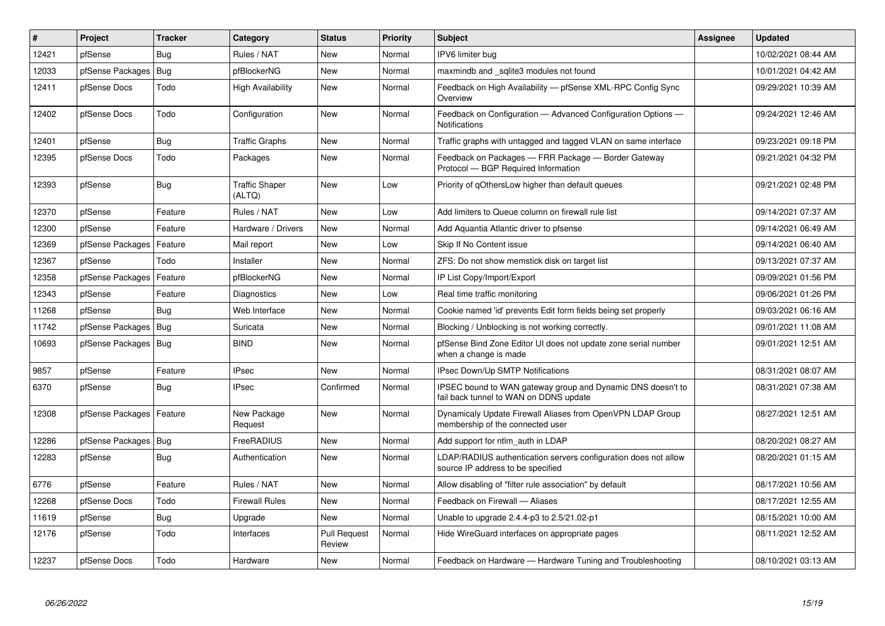| # | Project | Tracker | Category | Status | Priority | Subject | Assignee | Updated |
|---|---|---|---|---|---|---|---|---|
| 12421 | pfSense | Bug | Rules / NAT | New | Normal | IPV6 limiter bug | | 10/02/2021 08:44 AM |
| 12033 | pfSense Packages | Bug | pfBlockerNG | New | Normal | maxmindb and _sqlite3 modules not found | | 10/01/2021 04:42 AM |
| 12411 | pfSense Docs | Todo | High Availability | New | Normal | Feedback on High Availability — pfSense XML-RPC Config Sync Overview | | 09/29/2021 10:39 AM |
| 12402 | pfSense Docs | Todo | Configuration | New | Normal | Feedback on Configuration — Advanced Configuration Options — Notifications | | 09/24/2021 12:46 AM |
| 12401 | pfSense | Bug | Traffic Graphs | New | Normal | Traffic graphs with untagged and tagged VLAN on same interface | | 09/23/2021 09:18 PM |
| 12395 | pfSense Docs | Todo | Packages | New | Normal | Feedback on Packages — FRR Package — Border Gateway Protocol — BGP Required Information | | 09/21/2021 04:32 PM |
| 12393 | pfSense | Bug | Traffic Shaper (ALTQ) | New | Low | Priority of qOthersLow higher than default queues | | 09/21/2021 02:48 PM |
| 12370 | pfSense | Feature | Rules / NAT | New | Low | Add limiters to Queue column on firewall rule list | | 09/14/2021 07:37 AM |
| 12300 | pfSense | Feature | Hardware / Drivers | New | Normal | Add Aquantia Atlantic driver to pfsense | | 09/14/2021 06:49 AM |
| 12369 | pfSense Packages | Feature | Mail report | New | Low | Skip If No Content issue | | 09/14/2021 06:40 AM |
| 12367 | pfSense | Todo | Installer | New | Normal | ZFS: Do not show memstick disk on target list | | 09/13/2021 07:37 AM |
| 12358 | pfSense Packages | Feature | pfBlockerNG | New | Normal | IP List Copy/Import/Export | | 09/09/2021 01:56 PM |
| 12343 | pfSense | Feature | Diagnostics | New | Low | Real time traffic monitoring | | 09/06/2021 01:26 PM |
| 11268 | pfSense | Bug | Web Interface | New | Normal | Cookie named 'id' prevents Edit form fields being set properly | | 09/03/2021 06:16 AM |
| 11742 | pfSense Packages | Bug | Suricata | New | Normal | Blocking / Unblocking is not working correctly. | | 09/01/2021 11:08 AM |
| 10693 | pfSense Packages | Bug | BIND | New | Normal | pfSense Bind Zone Editor UI does not update zone serial number when a change is made | | 09/01/2021 12:51 AM |
| 9857 | pfSense | Feature | IPsec | New | Normal | IPsec Down/Up SMTP Notifications | | 08/31/2021 08:07 AM |
| 6370 | pfSense | Bug | IPsec | Confirmed | Normal | IPSEC bound to WAN gateway group and Dynamic DNS doesn't to fail back tunnel to WAN on DDNS update | | 08/31/2021 07:38 AM |
| 12308 | pfSense Packages | Feature | New Package Request | New | Normal | Dynamicaly Update Firewall Aliases from OpenVPN LDAP Group membership of the connected user | | 08/27/2021 12:51 AM |
| 12286 | pfSense Packages | Bug | FreeRADIUS | New | Normal | Add support for ntlm_auth in LDAP | | 08/20/2021 08:27 AM |
| 12283 | pfSense | Bug | Authentication | New | Normal | LDAP/RADIUS authentication servers configuration does not allow source IP address to be specified | | 08/20/2021 01:15 AM |
| 6776 | pfSense | Feature | Rules / NAT | New | Normal | Allow disabling of "filter rule association" by default | | 08/17/2021 10:56 AM |
| 12268 | pfSense Docs | Todo | Firewall Rules | New | Normal | Feedback on Firewall — Aliases | | 08/17/2021 12:55 AM |
| 11619 | pfSense | Bug | Upgrade | New | Normal | Unable to upgrade 2.4.4-p3 to 2.5/21.02-p1 | | 08/15/2021 10:00 AM |
| 12176 | pfSense | Todo | Interfaces | Pull Request Review | Normal | Hide WireGuard interfaces on appropriate pages | | 08/11/2021 12:52 AM |
| 12237 | pfSense Docs | Todo | Hardware | New | Normal | Feedback on Hardware — Hardware Tuning and Troubleshooting | | 08/10/2021 03:13 AM |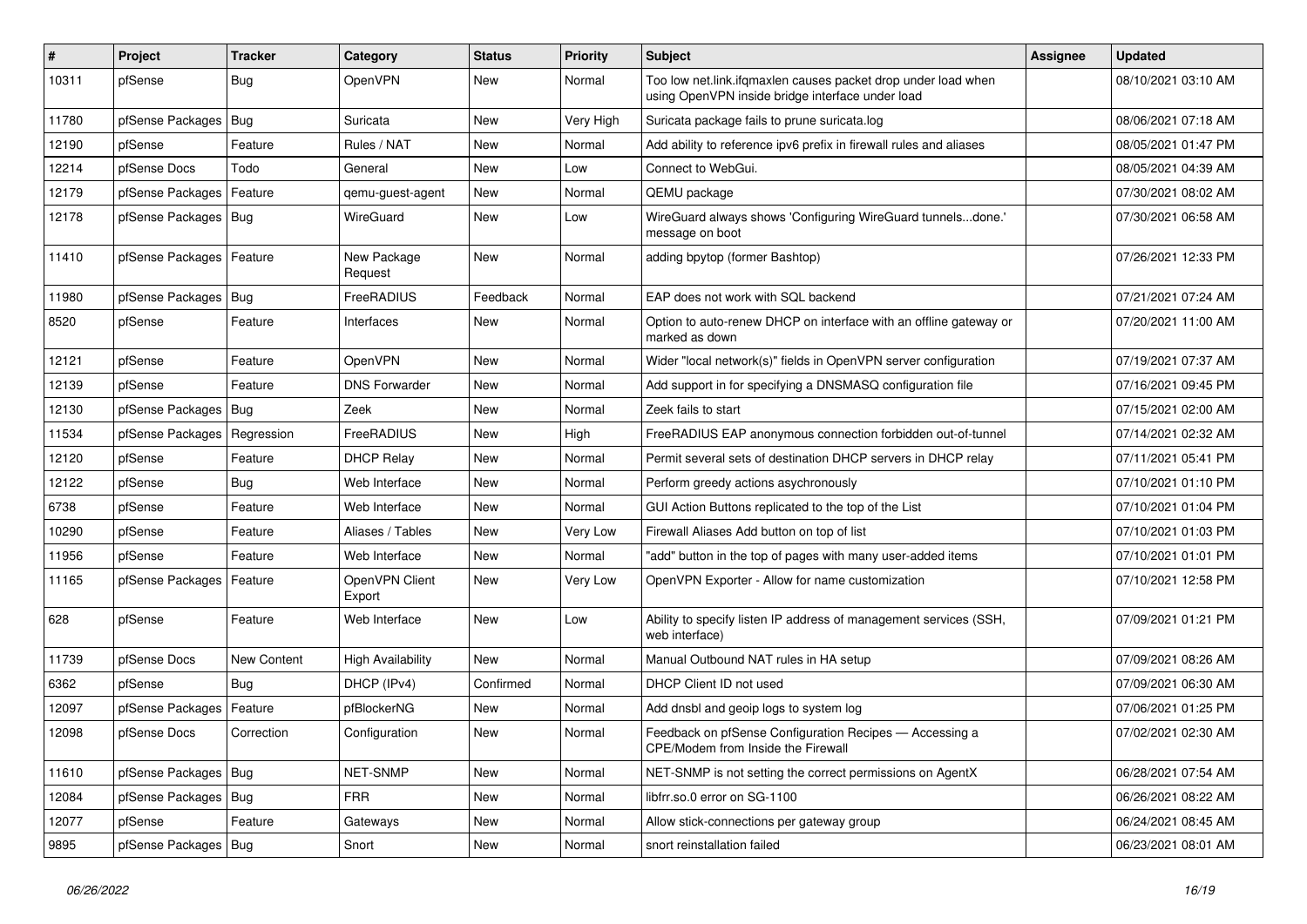| # | Project | Tracker | Category | Status | Priority | Subject | Assignee | Updated |
|---|---|---|---|---|---|---|---|---|
| 10311 | pfSense | Bug | OpenVPN | New | Normal | Too low net.link.ifqmaxlen causes packet drop under load when using OpenVPN inside bridge interface under load | | 08/10/2021 03:10 AM |
| 11780 | pfSense Packages | Bug | Suricata | New | Very High | Suricata package fails to prune suricata.log | | 08/06/2021 07:18 AM |
| 12190 | pfSense | Feature | Rules / NAT | New | Normal | Add ability to reference ipv6 prefix in firewall rules and aliases | | 08/05/2021 01:47 PM |
| 12214 | pfSense Docs | Todo | General | New | Low | Connect to WebGui. | | 08/05/2021 04:39 AM |
| 12179 | pfSense Packages | Feature | qemu-guest-agent | New | Normal | QEMU package | | 07/30/2021 08:02 AM |
| 12178 | pfSense Packages | Bug | WireGuard | New | Low | WireGuard always shows 'Configuring WireGuard tunnels...done.' message on boot | | 07/30/2021 06:58 AM |
| 11410 | pfSense Packages | Feature | New Package Request | New | Normal | adding bpytop (former Bashtop) | | 07/26/2021 12:33 PM |
| 11980 | pfSense Packages | Bug | FreeRADIUS | Feedback | Normal | EAP does not work with SQL backend | | 07/21/2021 07:24 AM |
| 8520 | pfSense | Feature | Interfaces | New | Normal | Option to auto-renew DHCP on interface with an offline gateway or marked as down | | 07/20/2021 11:00 AM |
| 12121 | pfSense | Feature | OpenVPN | New | Normal | Wider "local network(s)" fields in OpenVPN server configuration | | 07/19/2021 07:37 AM |
| 12139 | pfSense | Feature | DNS Forwarder | New | Normal | Add support in for specifying a DNSMASQ configuration file | | 07/16/2021 09:45 PM |
| 12130 | pfSense Packages | Bug | Zeek | New | Normal | Zeek fails to start | | 07/15/2021 02:00 AM |
| 11534 | pfSense Packages | Regression | FreeRADIUS | New | High | FreeRADIUS EAP anonymous connection forbidden out-of-tunnel | | 07/14/2021 02:32 AM |
| 12120 | pfSense | Feature | DHCP Relay | New | Normal | Permit several sets of destination DHCP servers in DHCP relay | | 07/11/2021 05:41 PM |
| 12122 | pfSense | Bug | Web Interface | New | Normal | Perform greedy actions asychronously | | 07/10/2021 01:10 PM |
| 6738 | pfSense | Feature | Web Interface | New | Normal | GUI Action Buttons replicated to the top of the List | | 07/10/2021 01:04 PM |
| 10290 | pfSense | Feature | Aliases / Tables | New | Very Low | Firewall Aliases Add button on top of list | | 07/10/2021 01:03 PM |
| 11956 | pfSense | Feature | Web Interface | New | Normal | "add" button in the top of pages with many user-added items | | 07/10/2021 01:01 PM |
| 11165 | pfSense Packages | Feature | OpenVPN Client Export | New | Very Low | OpenVPN Exporter - Allow for name customization | | 07/10/2021 12:58 PM |
| 628 | pfSense | Feature | Web Interface | New | Low | Ability to specify listen IP address of management services (SSH, web interface) | | 07/09/2021 01:21 PM |
| 11739 | pfSense Docs | New Content | High Availability | New | Normal | Manual Outbound NAT rules in HA setup | | 07/09/2021 08:26 AM |
| 6362 | pfSense | Bug | DHCP (IPv4) | Confirmed | Normal | DHCP Client ID not used | | 07/09/2021 06:30 AM |
| 12097 | pfSense Packages | Feature | pfBlockerNG | New | Normal | Add dnsbl and geoip logs to system log | | 07/06/2021 01:25 PM |
| 12098 | pfSense Docs | Correction | Configuration | New | Normal | Feedback on pfSense Configuration Recipes — Accessing a CPE/Modem from Inside the Firewall | | 07/02/2021 02:30 AM |
| 11610 | pfSense Packages | Bug | NET-SNMP | New | Normal | NET-SNMP is not setting the correct permissions on AgentX | | 06/28/2021 07:54 AM |
| 12084 | pfSense Packages | Bug | FRR | New | Normal | libfrr.so.0 error on SG-1100 | | 06/26/2021 08:22 AM |
| 12077 | pfSense | Feature | Gateways | New | Normal | Allow stick-connections per gateway group | | 06/24/2021 08:45 AM |
| 9895 | pfSense Packages | Bug | Snort | New | Normal | snort reinstallation failed | | 06/23/2021 08:01 AM |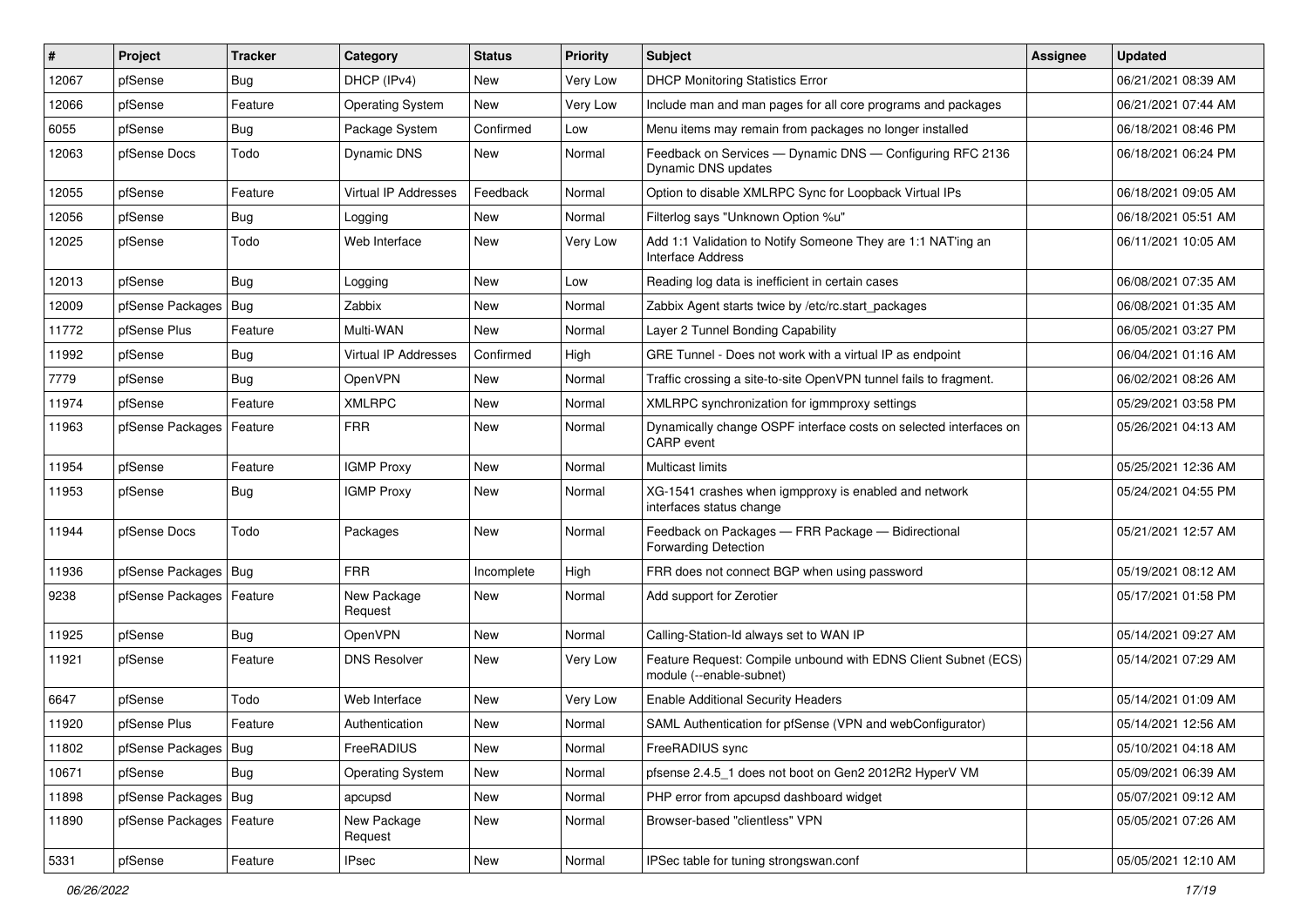| # | Project | Tracker | Category | Status | Priority | Subject | Assignee | Updated |
|---|---|---|---|---|---|---|---|---|
| 12067 | pfSense | Bug | DHCP (IPv4) | New | Very Low | DHCP Monitoring Statistics Error | | 06/21/2021 08:39 AM |
| 12066 | pfSense | Feature | Operating System | New | Very Low | Include man and man pages for all core programs and packages | | 06/21/2021 07:44 AM |
| 6055 | pfSense | Bug | Package System | Confirmed | Low | Menu items may remain from packages no longer installed | | 06/18/2021 08:46 PM |
| 12063 | pfSense Docs | Todo | Dynamic DNS | New | Normal | Feedback on Services — Dynamic DNS — Configuring RFC 2136 Dynamic DNS updates | | 06/18/2021 06:24 PM |
| 12055 | pfSense | Feature | Virtual IP Addresses | Feedback | Normal | Option to disable XMLRPC Sync for Loopback Virtual IPs | | 06/18/2021 09:05 AM |
| 12056 | pfSense | Bug | Logging | New | Normal | Filterlog says "Unknown Option %u" | | 06/18/2021 05:51 AM |
| 12025 | pfSense | Todo | Web Interface | New | Very Low | Add 1:1 Validation to Notify Someone They are 1:1 NAT'ing an Interface Address | | 06/11/2021 10:05 AM |
| 12013 | pfSense | Bug | Logging | New | Low | Reading log data is inefficient in certain cases | | 06/08/2021 07:35 AM |
| 12009 | pfSense Packages | Bug | Zabbix | New | Normal | Zabbix Agent starts twice by /etc/rc.start_packages | | 06/08/2021 01:35 AM |
| 11772 | pfSense Plus | Feature | Multi-WAN | New | Normal | Layer 2 Tunnel Bonding Capability | | 06/05/2021 03:27 PM |
| 11992 | pfSense | Bug | Virtual IP Addresses | Confirmed | High | GRE Tunnel - Does not work with a virtual IP as endpoint | | 06/04/2021 01:16 AM |
| 7779 | pfSense | Bug | OpenVPN | New | Normal | Traffic crossing a site-to-site OpenVPN tunnel fails to fragment. | | 06/02/2021 08:26 AM |
| 11974 | pfSense | Feature | XMLRPC | New | Normal | XMLRPC synchronization for igmmproxy settings | | 05/29/2021 03:58 PM |
| 11963 | pfSense Packages | Feature | FRR | New | Normal | Dynamically change OSPF interface costs on selected interfaces on CARP event | | 05/26/2021 04:13 AM |
| 11954 | pfSense | Feature | IGMP Proxy | New | Normal | Multicast limits | | 05/25/2021 12:36 AM |
| 11953 | pfSense | Bug | IGMP Proxy | New | Normal | XG-1541 crashes when igmpproxy is enabled and network interfaces status change | | 05/24/2021 04:55 PM |
| 11944 | pfSense Docs | Todo | Packages | New | Normal | Feedback on Packages — FRR Package — Bidirectional Forwarding Detection | | 05/21/2021 12:57 AM |
| 11936 | pfSense Packages | Bug | FRR | Incomplete | High | FRR does not connect BGP when using password | | 05/19/2021 08:12 AM |
| 9238 | pfSense Packages | Feature | New Package Request | New | Normal | Add support for Zerotier | | 05/17/2021 01:58 PM |
| 11925 | pfSense | Bug | OpenVPN | New | Normal | Calling-Station-Id always set to WAN IP | | 05/14/2021 09:27 AM |
| 11921 | pfSense | Feature | DNS Resolver | New | Very Low | Feature Request: Compile unbound with EDNS Client Subnet (ECS) module (--enable-subnet) | | 05/14/2021 07:29 AM |
| 6647 | pfSense | Todo | Web Interface | New | Very Low | Enable Additional Security Headers | | 05/14/2021 01:09 AM |
| 11920 | pfSense Plus | Feature | Authentication | New | Normal | SAML Authentication for pfSense (VPN and webConfigurator) | | 05/14/2021 12:56 AM |
| 11802 | pfSense Packages | Bug | FreeRADIUS | New | Normal | FreeRADIUS sync | | 05/10/2021 04:18 AM |
| 10671 | pfSense | Bug | Operating System | New | Normal | pfsense 2.4.5_1 does not boot on Gen2 2012R2 HyperV VM | | 05/09/2021 06:39 AM |
| 11898 | pfSense Packages | Bug | apcupsd | New | Normal | PHP error from apcupsd dashboard widget | | 05/07/2021 09:12 AM |
| 11890 | pfSense Packages | Feature | New Package Request | New | Normal | Browser-based "clientless" VPN | | 05/05/2021 07:26 AM |
| 5331 | pfSense | Feature | IPsec | New | Normal | IPSec table for tuning strongswan.conf | | 05/05/2021 12:10 AM |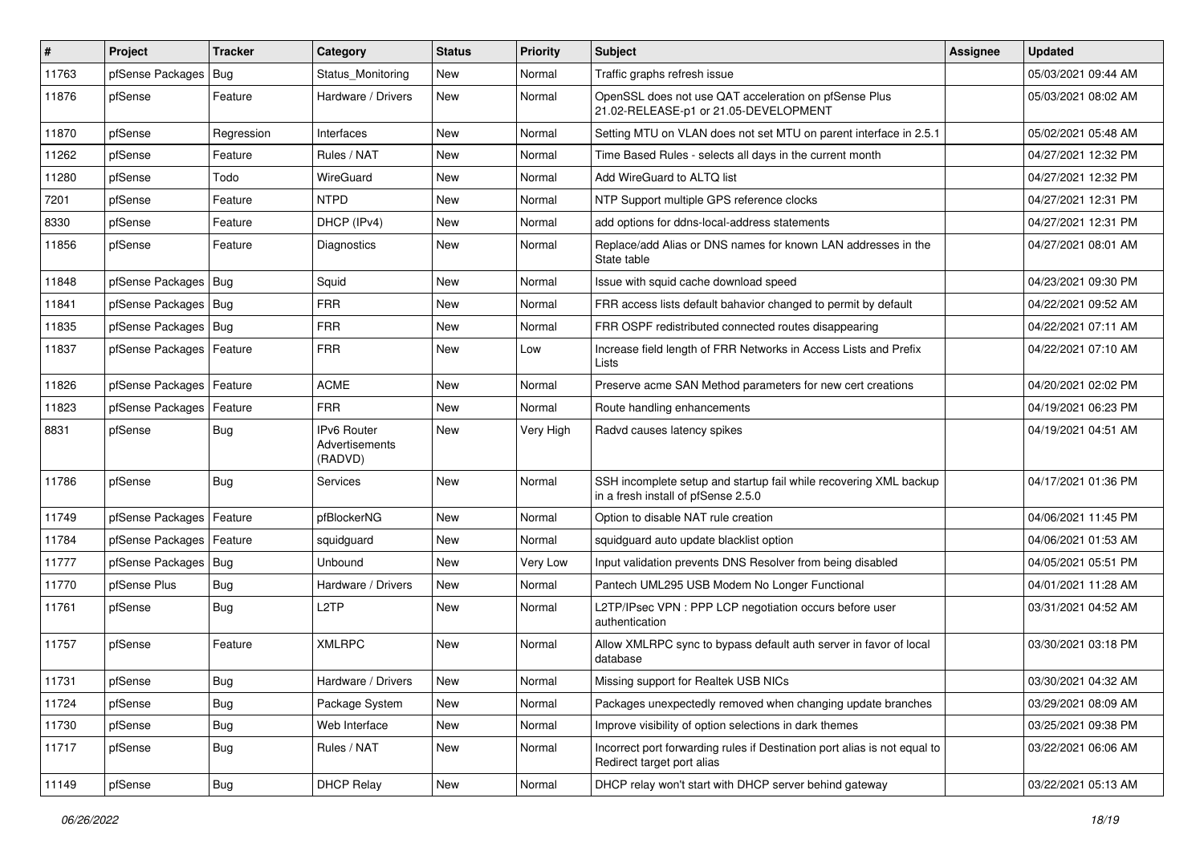| # | Project | Tracker | Category | Status | Priority | Subject | Assignee | Updated |
| --- | --- | --- | --- | --- | --- | --- | --- | --- |
| 11763 | pfSense Packages | Bug | Status_Monitoring | New | Normal | Traffic graphs refresh issue | | 05/03/2021 09:44 AM |
| 11876 | pfSense | Feature | Hardware / Drivers | New | Normal | OpenSSL does not use QAT acceleration on pfSense Plus 21.02-RELEASE-p1 or 21.05-DEVELOPMENT | | 05/03/2021 08:02 AM |
| 11870 | pfSense | Regression | Interfaces | New | Normal | Setting MTU on VLAN does not set MTU on parent interface in 2.5.1 | | 05/02/2021 05:48 AM |
| 11262 | pfSense | Feature | Rules / NAT | New | Normal | Time Based Rules - selects all days in the current month | | 04/27/2021 12:32 PM |
| 11280 | pfSense | Todo | WireGuard | New | Normal | Add WireGuard to ALTQ list | | 04/27/2021 12:32 PM |
| 7201 | pfSense | Feature | NTPD | New | Normal | NTP Support multiple GPS reference clocks | | 04/27/2021 12:31 PM |
| 8330 | pfSense | Feature | DHCP (IPv4) | New | Normal | add options for ddns-local-address statements | | 04/27/2021 12:31 PM |
| 11856 | pfSense | Feature | Diagnostics | New | Normal | Replace/add Alias or DNS names for known LAN addresses in the State table | | 04/27/2021 08:01 AM |
| 11848 | pfSense Packages | Bug | Squid | New | Normal | Issue with squid cache download speed | | 04/23/2021 09:30 PM |
| 11841 | pfSense Packages | Bug | FRR | New | Normal | FRR access lists default bahavior changed to permit by default | | 04/22/2021 09:52 AM |
| 11835 | pfSense Packages | Bug | FRR | New | Normal | FRR OSPF redistributed connected routes disappearing | | 04/22/2021 07:11 AM |
| 11837 | pfSense Packages | Feature | FRR | New | Low | Increase field length of FRR Networks in Access Lists and Prefix Lists | | 04/22/2021 07:10 AM |
| 11826 | pfSense Packages | Feature | ACME | New | Normal | Preserve acme SAN Method parameters for new cert creations | | 04/20/2021 02:02 PM |
| 11823 | pfSense Packages | Feature | FRR | New | Normal | Route handling enhancements | | 04/19/2021 06:23 PM |
| 8831 | pfSense | Bug | IPv6 Router Advertisements (RADVD) | New | Very High | Radvd causes latency spikes | | 04/19/2021 04:51 AM |
| 11786 | pfSense | Bug | Services | New | Normal | SSH incomplete setup and startup fail while recovering XML backup in a fresh install of pfSense 2.5.0 | | 04/17/2021 01:36 PM |
| 11749 | pfSense Packages | Feature | pfBlockerNG | New | Normal | Option to disable NAT rule creation | | 04/06/2021 11:45 PM |
| 11784 | pfSense Packages | Feature | squidguard | New | Normal | squidguard auto update blacklist option | | 04/06/2021 01:53 AM |
| 11777 | pfSense Packages | Bug | Unbound | New | Very Low | Input validation prevents DNS Resolver from being disabled | | 04/05/2021 05:51 PM |
| 11770 | pfSense Plus | Bug | Hardware / Drivers | New | Normal | Pantech UML295 USB Modem No Longer Functional | | 04/01/2021 11:28 AM |
| 11761 | pfSense | Bug | L2TP | New | Normal | L2TP/IPsec VPN : PPP LCP negotiation occurs before user authentication | | 03/31/2021 04:52 AM |
| 11757 | pfSense | Feature | XMLRPC | New | Normal | Allow XMLRPC sync to bypass default auth server in favor of local database | | 03/30/2021 03:18 PM |
| 11731 | pfSense | Bug | Hardware / Drivers | New | Normal | Missing support for Realtek USB NICs | | 03/30/2021 04:32 AM |
| 11724 | pfSense | Bug | Package System | New | Normal | Packages unexpectedly removed when changing update branches | | 03/29/2021 08:09 AM |
| 11730 | pfSense | Bug | Web Interface | New | Normal | Improve visibility of option selections in dark themes | | 03/25/2021 09:38 PM |
| 11717 | pfSense | Bug | Rules / NAT | New | Normal | Incorrect port forwarding rules if Destination port alias is not equal to Redirect target port alias | | 03/22/2021 06:06 AM |
| 11149 | pfSense | Bug | DHCP Relay | New | Normal | DHCP relay won't start with DHCP server behind gateway | | 03/22/2021 05:13 AM |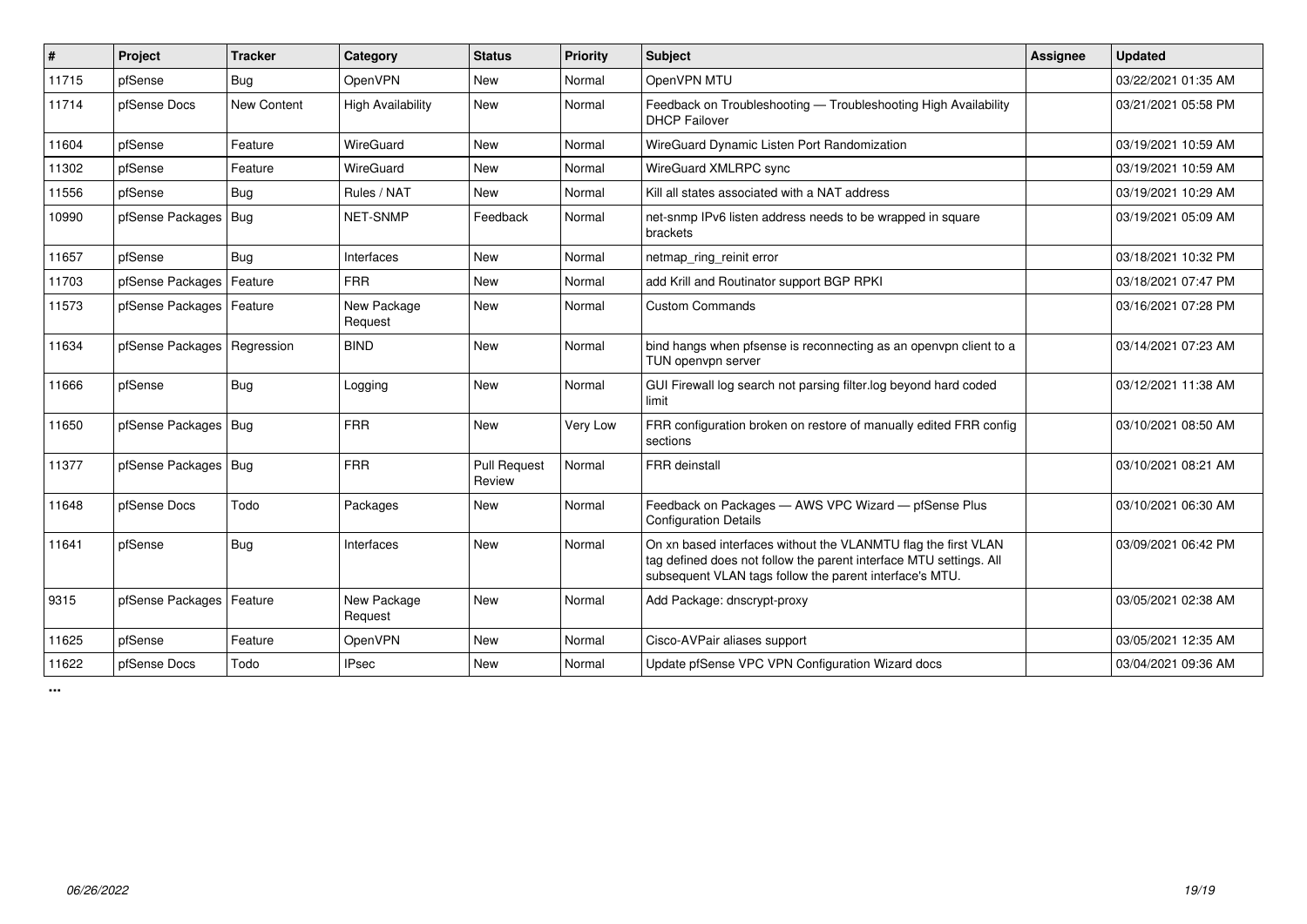| # | Project | Tracker | Category | Status | Priority | Subject | Assignee | Updated |
|---|---|---|---|---|---|---|---|---|
| 11715 | pfSense | Bug | OpenVPN | New | Normal | OpenVPN MTU | | 03/22/2021 01:35 AM |
| 11714 | pfSense Docs | New Content | High Availability | New | Normal | Feedback on Troubleshooting — Troubleshooting High Availability DHCP Failover | | 03/21/2021 05:58 PM |
| 11604 | pfSense | Feature | WireGuard | New | Normal | WireGuard Dynamic Listen Port Randomization | | 03/19/2021 10:59 AM |
| 11302 | pfSense | Feature | WireGuard | New | Normal | WireGuard XMLRPC sync | | 03/19/2021 10:59 AM |
| 11556 | pfSense | Bug | Rules / NAT | New | Normal | Kill all states associated with a NAT address | | 03/19/2021 10:29 AM |
| 10990 | pfSense Packages | Bug | NET-SNMP | Feedback | Normal | net-snmp IPv6 listen address needs to be wrapped in square brackets | | 03/19/2021 05:09 AM |
| 11657 | pfSense | Bug | Interfaces | New | Normal | netmap_ring_reinit error | | 03/18/2021 10:32 PM |
| 11703 | pfSense Packages | Feature | FRR | New | Normal | add Krill and Routinator support BGP RPKI | | 03/18/2021 07:47 PM |
| 11573 | pfSense Packages | Feature | New Package Request | New | Normal | Custom Commands | | 03/16/2021 07:28 PM |
| 11634 | pfSense Packages | Regression | BIND | New | Normal | bind hangs when pfsense is reconnecting as an openvpn client to a TUN openvpn server | | 03/14/2021 07:23 AM |
| 11666 | pfSense | Bug | Logging | New | Normal | GUI Firewall log search not parsing filter.log beyond hard coded limit | | 03/12/2021 11:38 AM |
| 11650 | pfSense Packages | Bug | FRR | New | Very Low | FRR configuration broken on restore of manually edited FRR config sections | | 03/10/2021 08:50 AM |
| 11377 | pfSense Packages | Bug | FRR | Pull Request Review | Normal | FRR deinstall | | 03/10/2021 08:21 AM |
| 11648 | pfSense Docs | Todo | Packages | New | Normal | Feedback on Packages — AWS VPC Wizard — pfSense Plus Configuration Details | | 03/10/2021 06:30 AM |
| 11641 | pfSense | Bug | Interfaces | New | Normal | On xn based interfaces without the VLANMTU flag the first VLAN tag defined does not follow the parent interface MTU settings. All subsequent VLAN tags follow the parent interface's MTU. | | 03/09/2021 06:42 PM |
| 9315 | pfSense Packages | Feature | New Package Request | New | Normal | Add Package: dnscrypt-proxy | | 03/05/2021 02:38 AM |
| 11625 | pfSense | Feature | OpenVPN | New | Normal | Cisco-AVPair aliases support | | 03/05/2021 12:35 AM |
| 11622 | pfSense Docs | Todo | IPsec | New | Normal | Update pfSense VPC VPN Configuration Wizard docs | | 03/04/2021 09:36 AM |

...